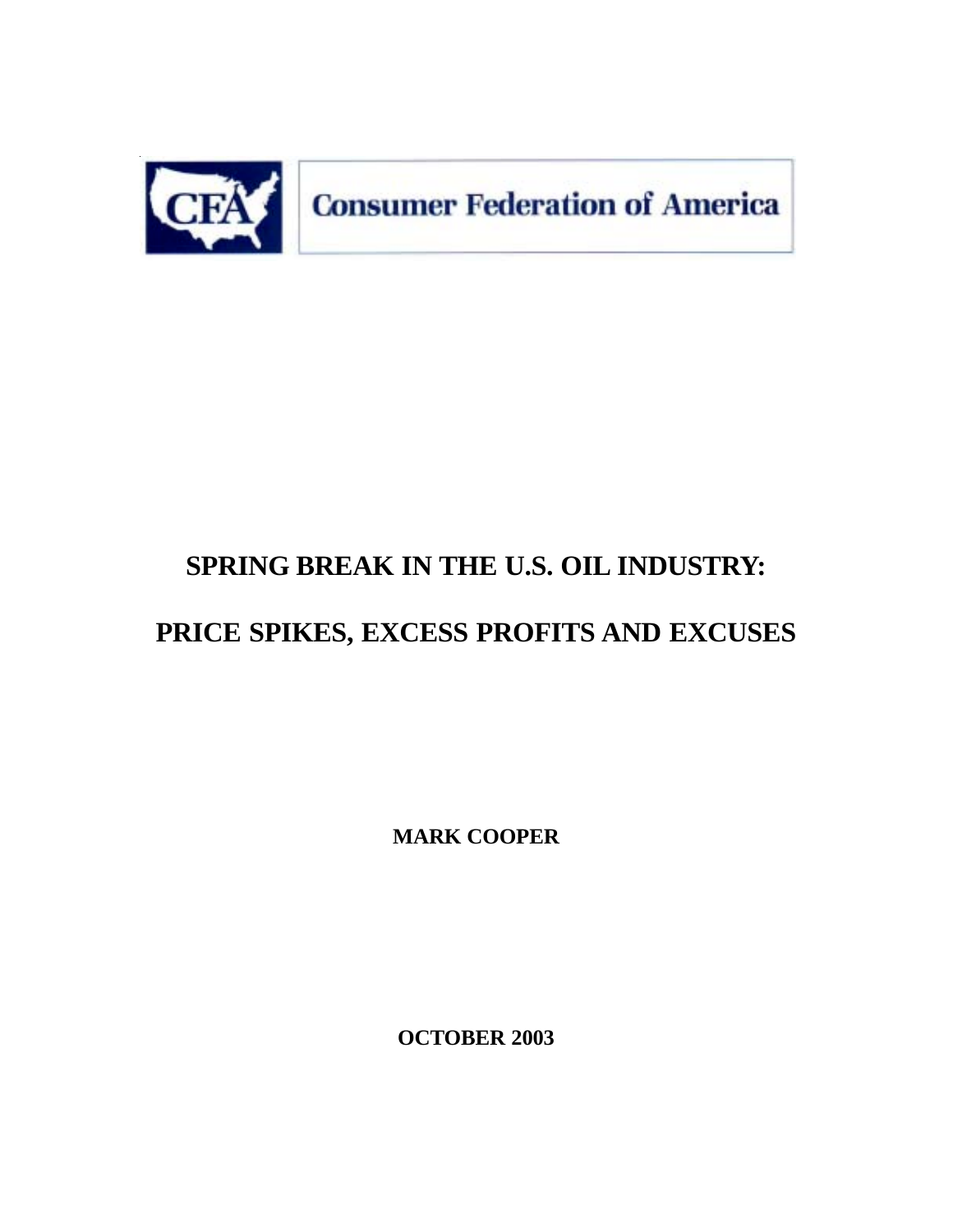Consumer Federation of America

# SPRING BREAK IN THE U.S. OIL INDUSTRY:

# PRICE SPIKES, EXCESS PROFITS AND EXCUSES

**MARK COOPER**

**OCTOBER 2003**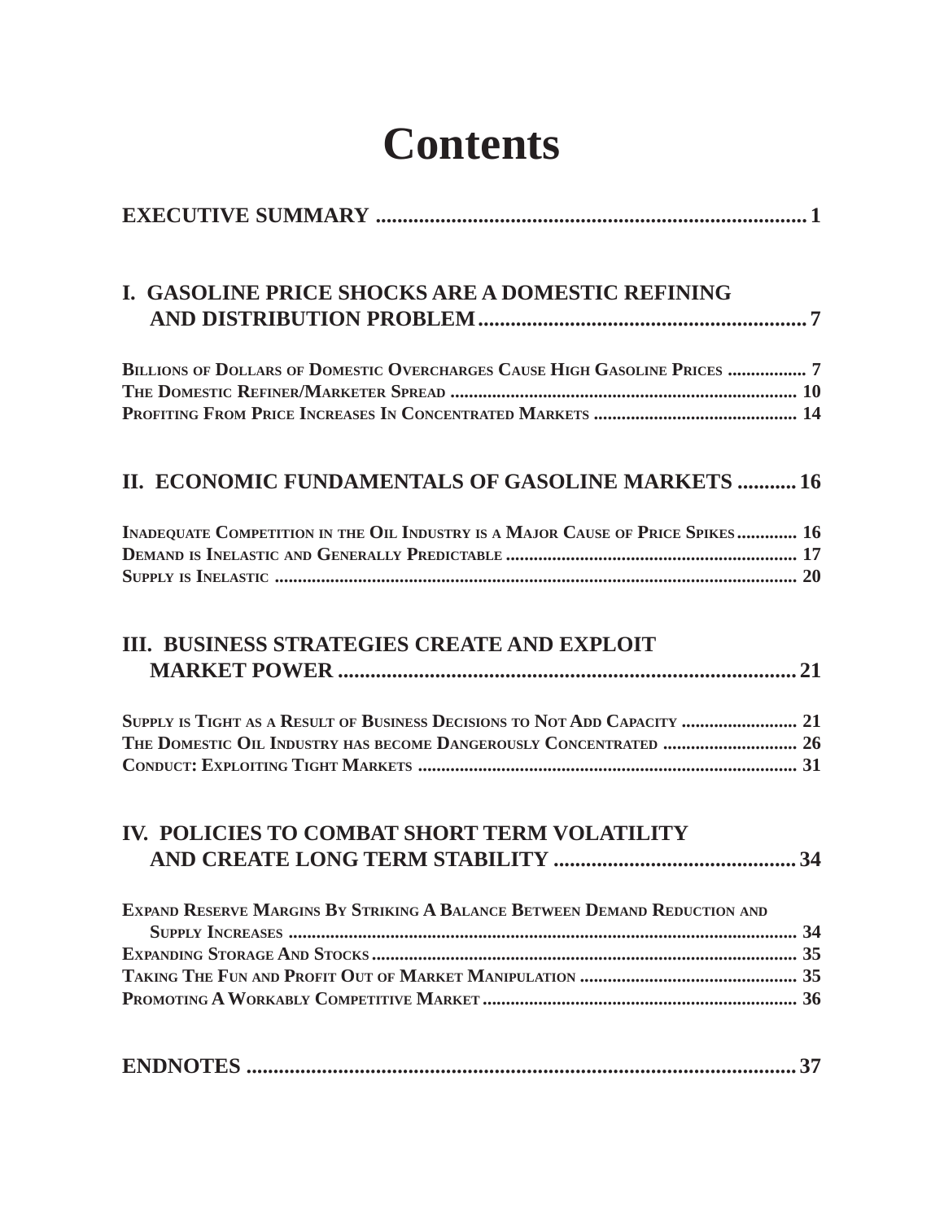# Contents

**EXECUTIVE SUMMARY .................................................................................. 1**

**I. GASOLINE PRICE SHOCKS ARE A DOMESTIC REFINING AND DISTRIBUTION PROBLEM ............................................................ 7**

Billions of Dollars of Domestic Overcharges Cause High Gasoline Prices ................. 7
The Domestic Refiner/Marketer Spread .......................................................................... 10
Profiting From Price Increases In Concentrated Markets ........................................... 14

**II. ECONOMIC FUNDAMENTALS OF GASOLINE MARKETS ........... 16**

Inadequate Competition in the Oil Industry is a Major Cause of Price Spikes ............. 16
Demand is Inelastic and Generally Predictable .............................................................. 17
Supply is Inelastic ................................................................................................................ 20

**III. BUSINESS STRATEGIES CREATE AND EXPLOIT MARKET POWER ..................................................................................... 21**

Supply is Tight as a Result of Business Decisions to Not Add Capacity ......................... 21
The Domestic Oil Industry has become Dangerously Concentrated ............................. 26
Conduct: Exploiting Tight Markets ................................................................................. 31

**IV. POLICIES TO COMBAT SHORT TERM VOLATILITY AND CREATE LONG TERM STABILITY ............................................. 34**

Expand Reserve Margins By Striking A Balance Between Demand Reduction and Supply Increases ............................................................................................................. 34
Expanding Storage And Stocks ........................................................................................... 35
Taking The Fun and Profit Out of Market Manipulation ............................................... 35
Promoting A Workably Competitive Market .................................................................... 36

**ENDNOTES ...................................................................................................... 37**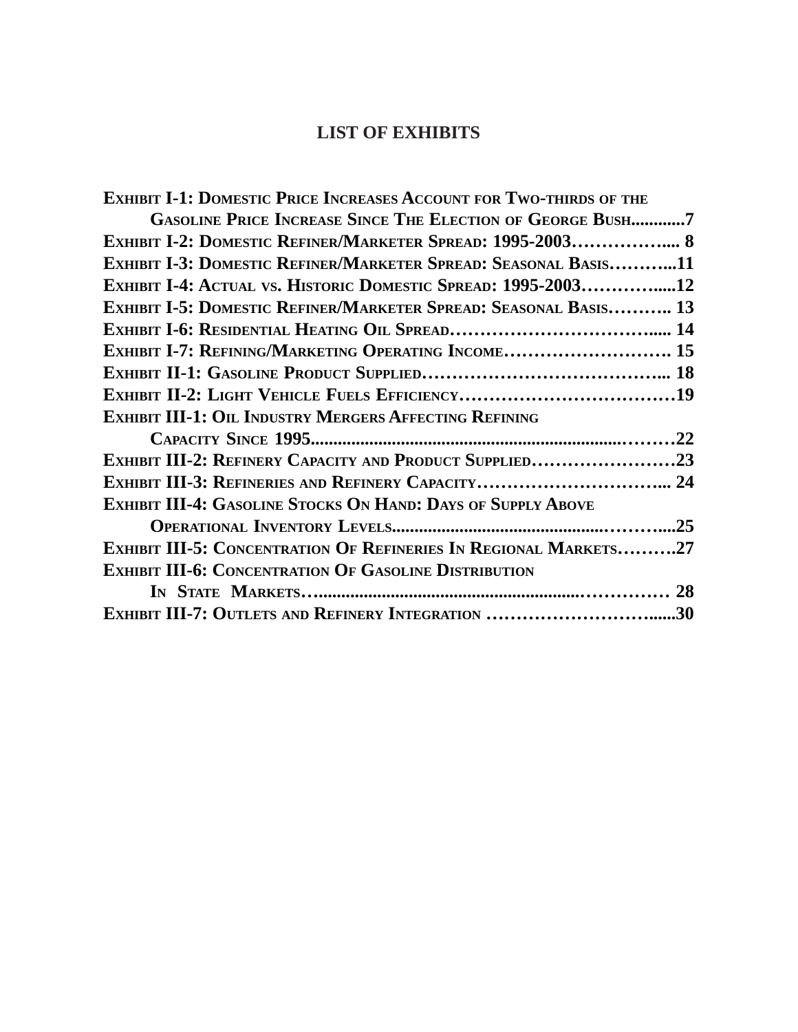# LIST OF EXHIBITS

**Exhibit I-1: Domestic Price Increases Account for Two-thirds of the Gasoline Price Increase Since The Election of George Bush............7**

**Exhibit I-2: Domestic Refiner/Marketer Spread: 1995-2003…………….... 8**

**Exhibit I-3: Domestic Refiner/Marketer Spread: Seasonal Basis………...11**

**Exhibit I-4: Actual vs. Historic Domestic Spread: 1995-2003…………......12**

**Exhibit I-5: Domestic Refiner/Marketer Spread: Seasonal Basis……….. 13**

**Exhibit I-6: Residential Heating Oil Spread…………………………….... 14**

**Exhibit I-7: Refining/Marketing Operating Income………………………. 15**

**Exhibit II-1: Gasoline Product Supplied………………………………….... 18**

**Exhibit II-2: Light Vehicle Fuels Efficiency………………………………19**

**Exhibit III-1: Oil Industry Mergers Affecting Refining Capacity Since 1995...............................................................………22**

**Exhibit III-2: Refinery Capacity and Product Supplied……………………23**

**Exhibit III-3: Refineries and Refinery Capacity………………………….... 24**

**Exhibit III-4: Gasoline Stocks On Hand: Days of Supply Above Operational Inventory Levels...............................................………...25**

**Exhibit III-5: Concentration Of Refineries In Regional Markets……….27**

**Exhibit III-6: Concentration Of Gasoline Distribution In State Markets…..........................................................…………… 28**

**Exhibit III-7: Outlets and Refinery Integration ……………………….......30**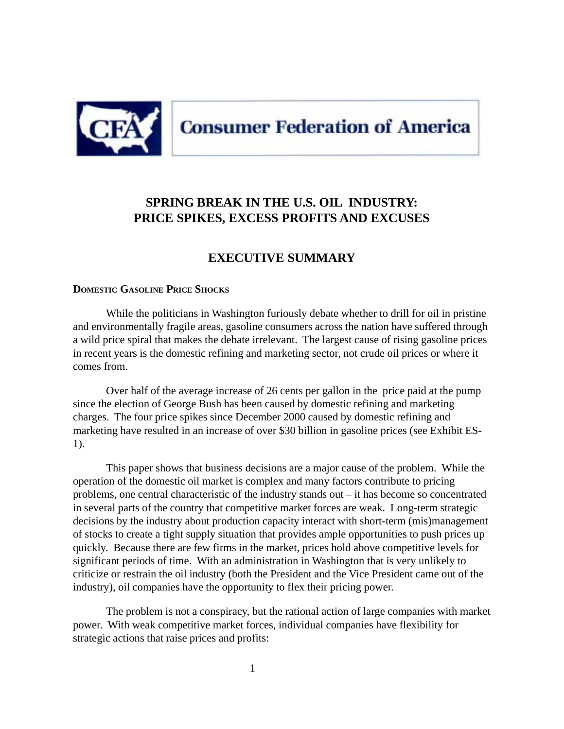Consumer Federation of America

# SPRING BREAK IN THE U.S. OIL INDUSTRY: PRICE SPIKES, EXCESS PROFITS AND EXCUSES

## EXECUTIVE SUMMARY

### DOMESTIC GASOLINE PRICE SHOCKS

While the politicians in Washington furiously debate whether to drill for oil in pristine and environmentally fragile areas, gasoline consumers across the nation have suffered through a wild price spiral that makes the debate irrelevant. The largest cause of rising gasoline prices in recent years is the domestic refining and marketing sector, not crude oil prices or where it comes from.

Over half of the average increase of 26 cents per gallon in the price paid at the pump since the election of George Bush has been caused by domestic refining and marketing charges. The four price spikes since December 2000 caused by domestic refining and marketing have resulted in an increase of over $30 billion in gasoline prices (see Exhibit ES-1).

This paper shows that business decisions are a major cause of the problem. While the operation of the domestic oil market is complex and many factors contribute to pricing problems, one central characteristic of the industry stands out – it has become so concentrated in several parts of the country that competitive market forces are weak. Long-term strategic decisions by the industry about production capacity interact with short-term (mis)management of stocks to create a tight supply situation that provides ample opportunities to push prices up quickly. Because there are few firms in the market, prices hold above competitive levels for significant periods of time. With an administration in Washington that is very unlikely to criticize or restrain the oil industry (both the President and the Vice President came out of the industry), oil companies have the opportunity to flex their pricing power.

The problem is not a conspiracy, but the rational action of large companies with market power. With weak competitive market forces, individual companies have flexibility for strategic actions that raise prices and profits: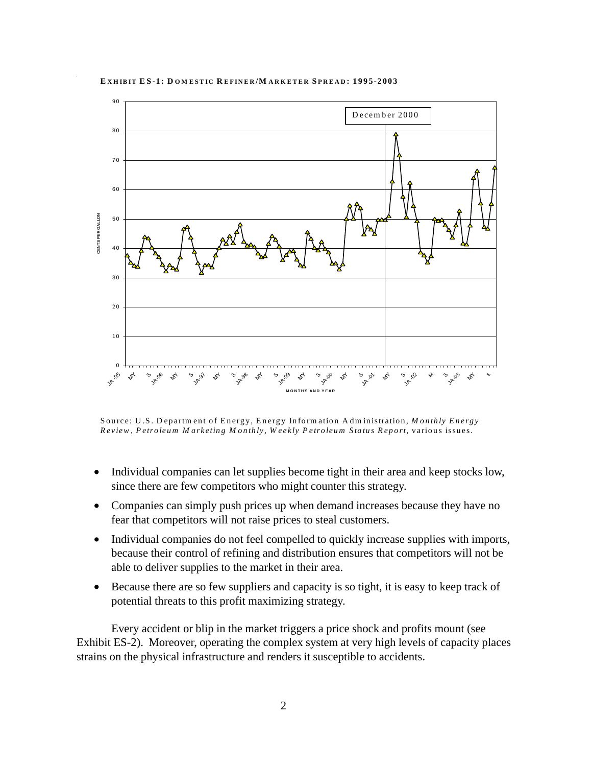**EXHIBIT ES-1: DOMESTIC REFINER/MARKETER SPREAD: 1995-2003**

Source: U.S. Department of Energy, Energy Information Administration, *Monthly Energy Review*, *Petroleum Marketing Monthly*, *Weekly Petroleum Status Report*, various issues.

- Individual companies can let supplies become tight in their area and keep stocks low, since there are few competitors who might counter this strategy.
- Companies can simply push prices up when demand increases because they have no fear that competitors will not raise prices to steal customers.
- Individual companies do not feel compelled to quickly increase supplies with imports, because their control of refining and distribution ensures that competitors will not be able to deliver supplies to the market in their area.
- Because there are so few suppliers and capacity is so tight, it is easy to keep track of potential threats to this profit maximizing strategy.

Every accident or blip in the market triggers a price shock and profits mount (see Exhibit ES-2). Moreover, operating the complex system at very high levels of capacity places strains on the physical infrastructure and renders it susceptible to accidents.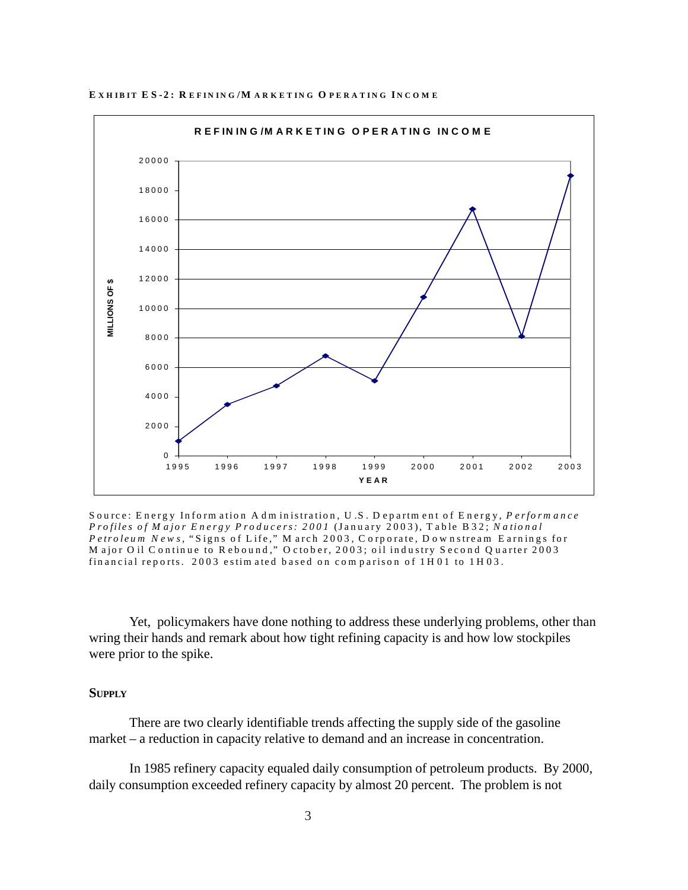**EXHIBIT ES-2: REFINING/MARKETING OPERATING INCOME**

Source: Energy Information Administration, U.S. Department of Energy, *Performance Profiles of Major Energy Producers: 2001* (January 2003), Table B32; *National Petroleum News*, "Signs of Life," March 2003, Corporate, Downstream Earnings for Major Oil Continue to Rebound," October, 2003; oil industry Second Quarter 2003 financial reports. 2003 estimated based on comparison of 1H01 to 1H03.

Yet, policymakers have done nothing to address these underlying problems, other than wring their hands and remark about how tight refining capacity is and how low stockpiles were prior to the spike.

### SUPPLY

There are two clearly identifiable trends affecting the supply side of the gasoline market – a reduction in capacity relative to demand and an increase in concentration.

In 1985 refinery capacity equaled daily consumption of petroleum products. By 2000, daily consumption exceeded refinery capacity by almost 20 percent. The problem is not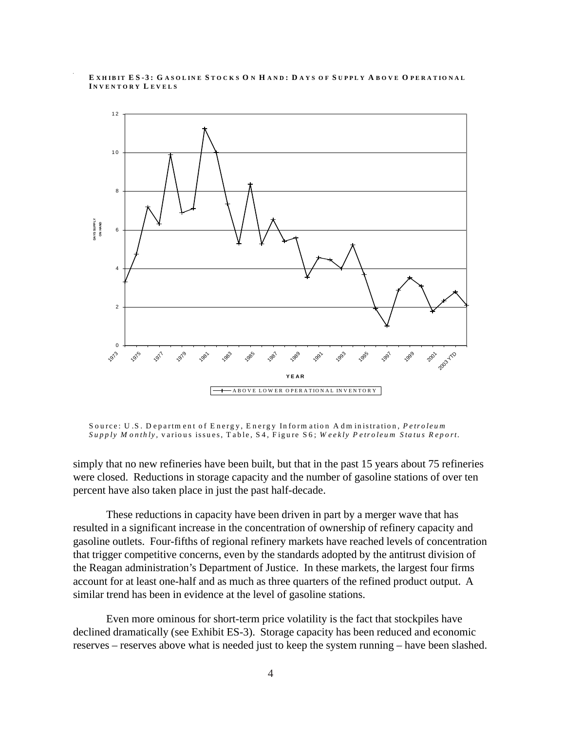**EXHIBIT ES-3: GASOLINE STOCKS ON HAND: DAYS OF SUPPLY ABOVE OPERATIONAL INVENTORY LEVELS**

Source: U.S. Department of Energy, Energy Information Administration, *Petroleum Supply Monthly*, various issues, Table, S4, Figure S6; *Weekly Petroleum Status Report*.

simply that no new refineries have been built, but that in the past 15 years about 75 refineries were closed. Reductions in storage capacity and the number of gasoline stations of over ten percent have also taken place in just the past half-decade.

These reductions in capacity have been driven in part by a merger wave that has resulted in a significant increase in the concentration of ownership of refinery capacity and gasoline outlets. Four-fifths of regional refinery markets have reached levels of concentration that trigger competitive concerns, even by the standards adopted by the antitrust division of the Reagan administration's Department of Justice. In these markets, the largest four firms account for at least one-half and as much as three quarters of the refined product output. A similar trend has been in evidence at the level of gasoline stations.

Even more ominous for short-term price volatility is the fact that stockpiles have declined dramatically (see Exhibit ES-3). Storage capacity has been reduced and economic reserves – reserves above what is needed just to keep the system running – have been slashed.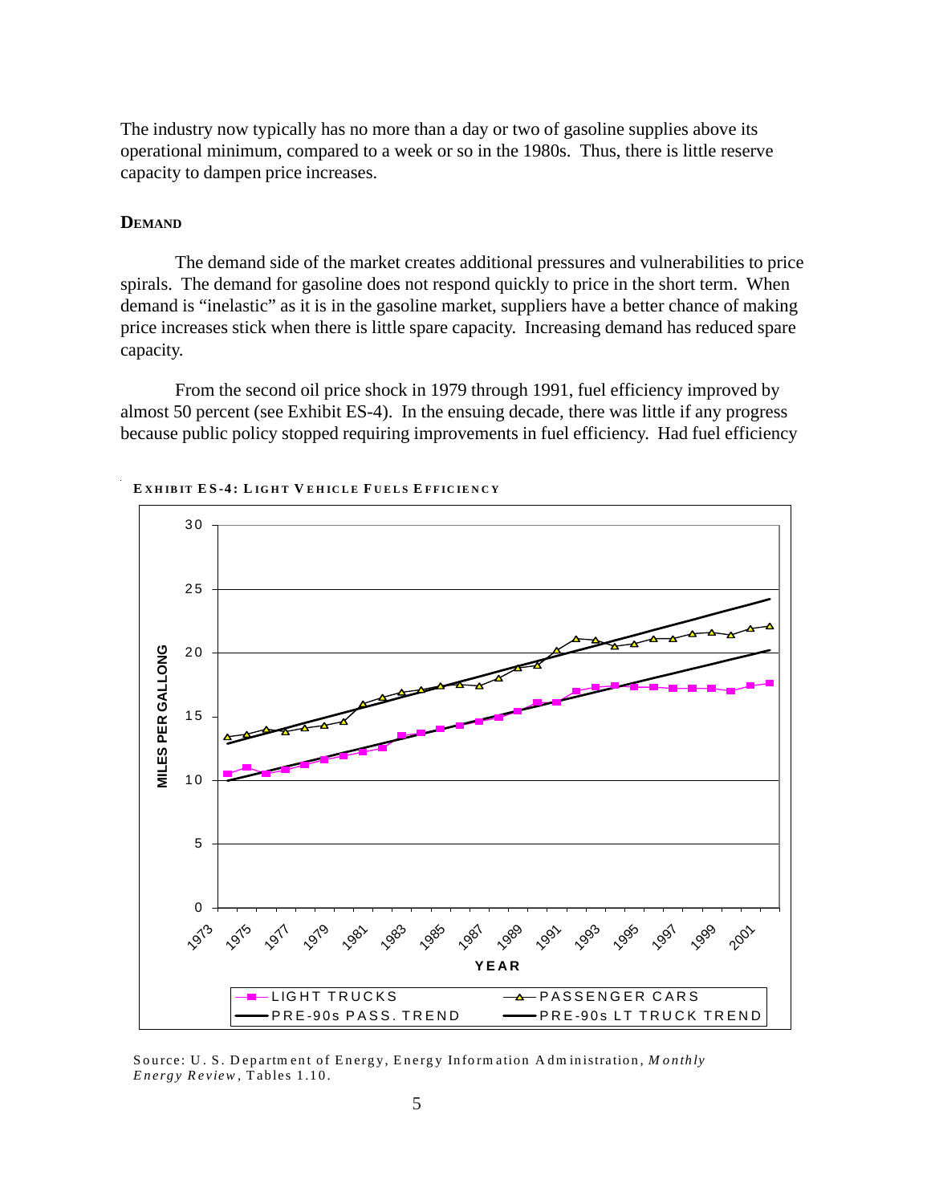The industry now typically has no more than a day or two of gasoline supplies above its operational minimum, compared to a week or so in the 1980s. Thus, there is little reserve capacity to dampen price increases.

### DEMAND

The demand side of the market creates additional pressures and vulnerabilities to price spirals. The demand for gasoline does not respond quickly to price in the short term. When demand is "inelastic" as it is in the gasoline market, suppliers have a better chance of making price increases stick when there is little spare capacity. Increasing demand has reduced spare capacity.

From the second oil price shock in 1979 through 1991, fuel efficiency improved by almost 50 percent (see Exhibit ES-4). In the ensuing decade, there was little if any progress because public policy stopped requiring improvements in fuel efficiency. Had fuel efficiency

**EXHIBIT ES-4: LIGHT VEHICLE FUELS EFFICIENCY**

Source: U. S. Department of Energy, Energy Information Administration, *Monthly Energy Review*, Tables 1.10.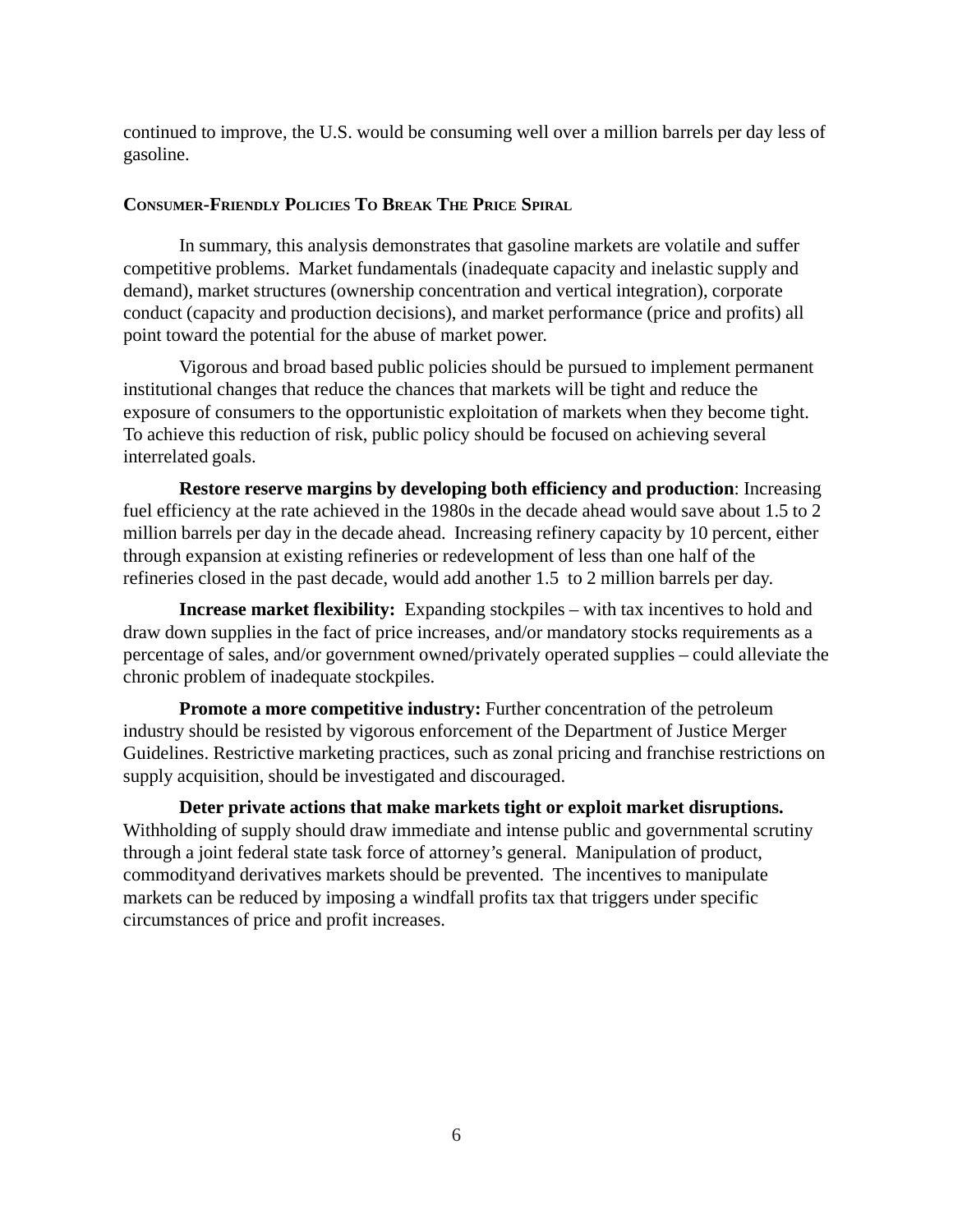continued to improve, the U.S. would be consuming well over a million barrels per day less of gasoline.

## Consumer-Friendly Policies To Break The Price Spiral

In summary, this analysis demonstrates that gasoline markets are volatile and suffer competitive problems. Market fundamentals (inadequate capacity and inelastic supply and demand), market structures (ownership concentration and vertical integration), corporate conduct (capacity and production decisions), and market performance (price and profits) all point toward the potential for the abuse of market power.

Vigorous and broad based public policies should be pursued to implement permanent institutional changes that reduce the chances that markets will be tight and reduce the exposure of consumers to the opportunistic exploitation of markets when they become tight. To achieve this reduction of risk, public policy should be focused on achieving several interrelated goals.

**Restore reserve margins by developing both efficiency and production**: Increasing fuel efficiency at the rate achieved in the 1980s in the decade ahead would save about 1.5 to 2 million barrels per day in the decade ahead. Increasing refinery capacity by 10 percent, either through expansion at existing refineries or redevelopment of less than one half of the refineries closed in the past decade, would add another 1.5 to 2 million barrels per day.

**Increase market flexibility:** Expanding stockpiles – with tax incentives to hold and draw down supplies in the fact of price increases, and/or mandatory stocks requirements as a percentage of sales, and/or government owned/privately operated supplies – could alleviate the chronic problem of inadequate stockpiles.

**Promote a more competitive industry:** Further concentration of the petroleum industry should be resisted by vigorous enforcement of the Department of Justice Merger Guidelines. Restrictive marketing practices, such as zonal pricing and franchise restrictions on supply acquisition, should be investigated and discouraged.

**Deter private actions that make markets tight or exploit market disruptions.** Withholding of supply should draw immediate and intense public and governmental scrutiny through a joint federal state task force of attorney's general. Manipulation of product, commodityand derivatives markets should be prevented. The incentives to manipulate markets can be reduced by imposing a windfall profits tax that triggers under specific circumstances of price and profit increases.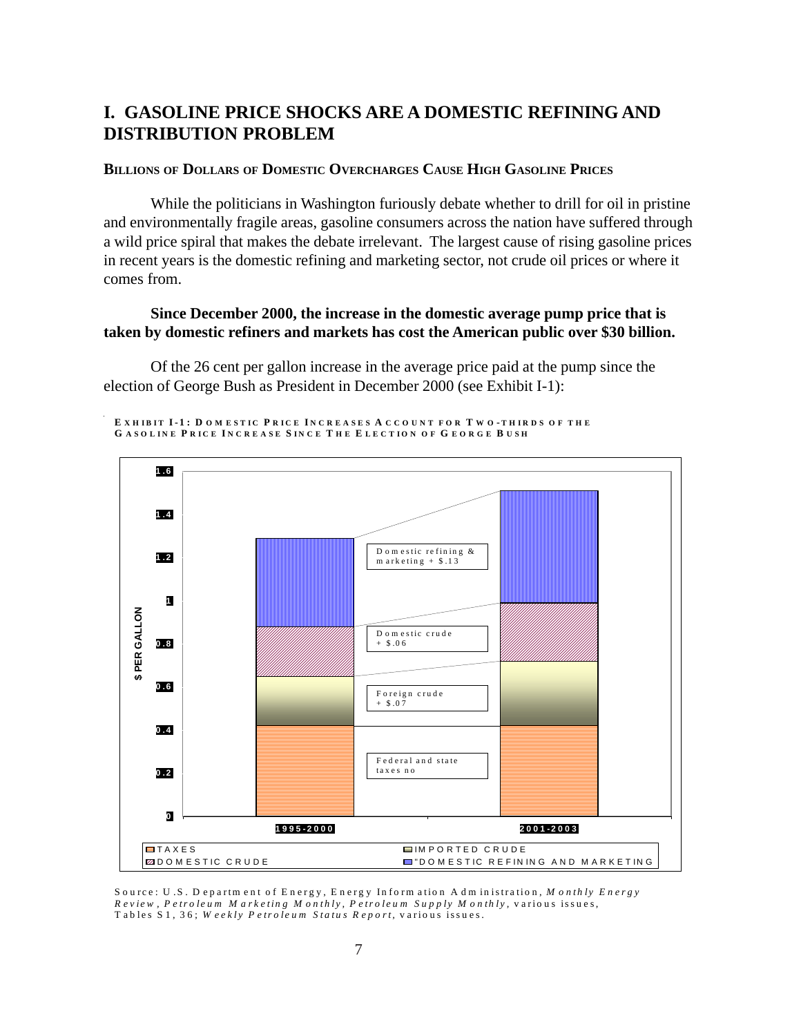# I. GASOLINE PRICE SHOCKS ARE A DOMESTIC REFINING AND DISTRIBUTION PROBLEM

## BILLIONS OF DOLLARS OF DOMESTIC OVERCHARGES CAUSE HIGH GASOLINE PRICES

While the politicians in Washington furiously debate whether to drill for oil in pristine and environmentally fragile areas, gasoline consumers across the nation have suffered through a wild price spiral that makes the debate irrelevant. The largest cause of rising gasoline prices in recent years is the domestic refining and marketing sector, not crude oil prices or where it comes from.

**Since December 2000, the increase in the domestic average pump price that is taken by domestic refiners and markets has cost the American public over $30 billion.**

Of the 26 cent per gallon increase in the average price paid at the pump since the election of George Bush as President in December 2000 (see Exhibit I-1):

EXHIBIT I-1: DOMESTIC PRICE INCREASES ACCOUNT FOR TWO-THIRDS OF THE GASOLINE PRICE INCREASE SINCE THE ELECTION OF GEORGE BUSH

Source: U.S. Department of Energy, Energy Information Administration, *Monthly Energy Review*, *Petroleum Marketing Monthly*, *Petroleum Supply Monthly*, various issues, Tables S1, 36; *Weekly Petroleum Status Report*, various issues.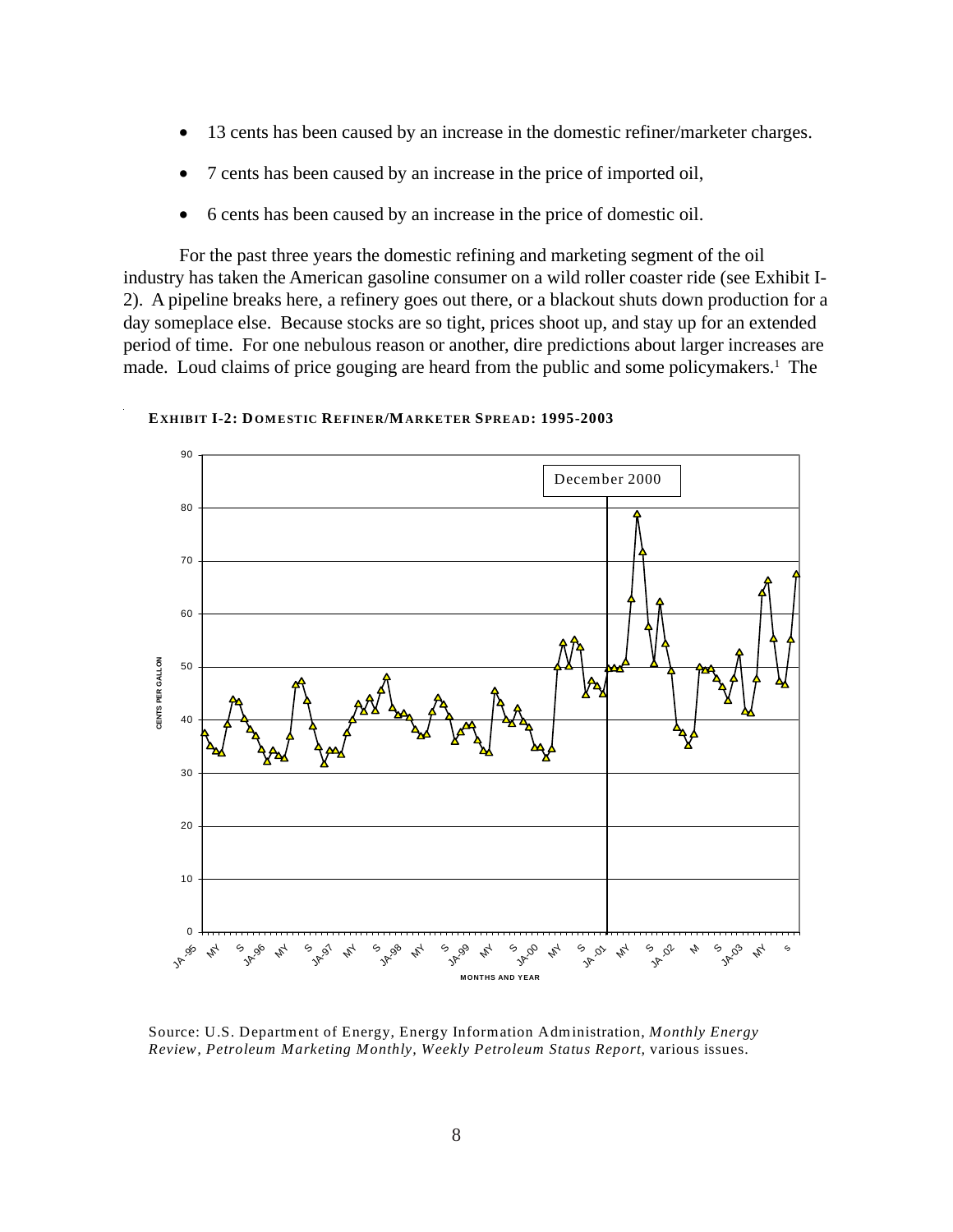- 13 cents has been caused by an increase in the domestic refiner/marketer charges.
- 7 cents has been caused by an increase in the price of imported oil,
- 6 cents has been caused by an increase in the price of domestic oil.

For the past three years the domestic refining and marketing segment of the oil industry has taken the American gasoline consumer on a wild roller coaster ride (see Exhibit I-2). A pipeline breaks here, a refinery goes out there, or a blackout shuts down production for a day someplace else. Because stocks are so tight, prices shoot up, and stay up for an extended period of time. For one nebulous reason or another, dire predictions about larger increases are made. Loud claims of price gouging are heard from the public and some policymakers.[1] The

**EXHIBIT I-2: DOMESTIC REFINER/MARKETER SPREAD: 1995-2003**

Source: U.S. Department of Energy, Energy Information Administration, *Monthly Energy Review*, *Petroleum Marketing Monthly*, *Weekly Petroleum Status Report*, various issues.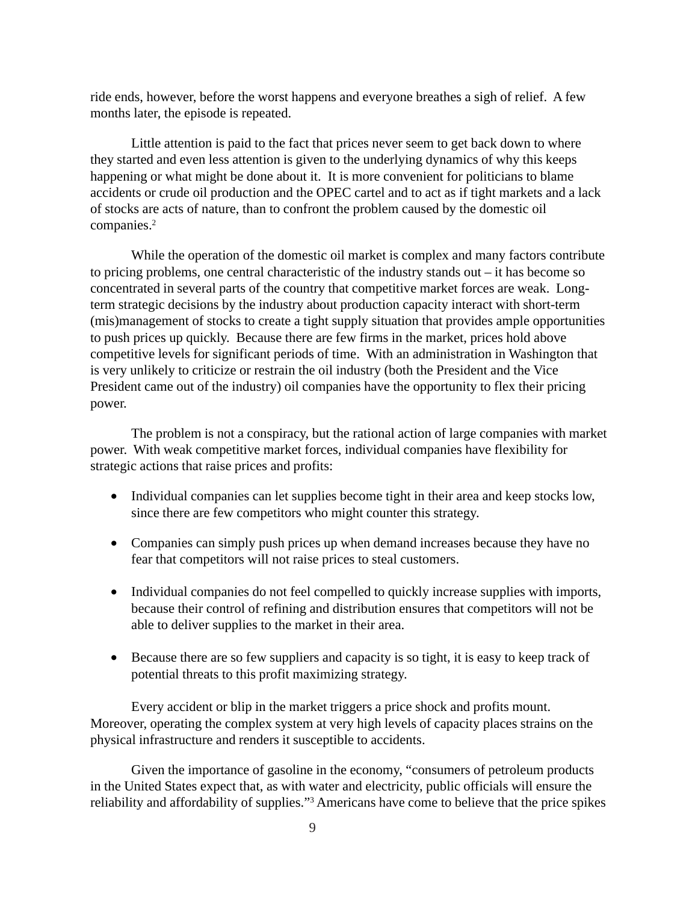ride ends, however, before the worst happens and everyone breathes a sigh of relief. A few months later, the episode is repeated.

Little attention is paid to the fact that prices never seem to get back down to where they started and even less attention is given to the underlying dynamics of why this keeps happening or what might be done about it. It is more convenient for politicians to blame accidents or crude oil production and the OPEC cartel and to act as if tight markets and a lack of stocks are acts of nature, than to confront the problem caused by the domestic oil companies.[2]

While the operation of the domestic oil market is complex and many factors contribute to pricing problems, one central characteristic of the industry stands out – it has become so concentrated in several parts of the country that competitive market forces are weak. Long-term strategic decisions by the industry about production capacity interact with short-term (mis)management of stocks to create a tight supply situation that provides ample opportunities to push prices up quickly. Because there are few firms in the market, prices hold above competitive levels for significant periods of time. With an administration in Washington that is very unlikely to criticize or restrain the oil industry (both the President and the Vice President came out of the industry) oil companies have the opportunity to flex their pricing power.

The problem is not a conspiracy, but the rational action of large companies with market power. With weak competitive market forces, individual companies have flexibility for strategic actions that raise prices and profits:

- Individual companies can let supplies become tight in their area and keep stocks low, since there are few competitors who might counter this strategy.
- Companies can simply push prices up when demand increases because they have no fear that competitors will not raise prices to steal customers.
- Individual companies do not feel compelled to quickly increase supplies with imports, because their control of refining and distribution ensures that competitors will not be able to deliver supplies to the market in their area.
- Because there are so few suppliers and capacity is so tight, it is easy to keep track of potential threats to this profit maximizing strategy.

Every accident or blip in the market triggers a price shock and profits mount. Moreover, operating the complex system at very high levels of capacity places strains on the physical infrastructure and renders it susceptible to accidents.

Given the importance of gasoline in the economy, "consumers of petroleum products in the United States expect that, as with water and electricity, public officials will ensure the reliability and affordability of supplies."[3] Americans have come to believe that the price spikes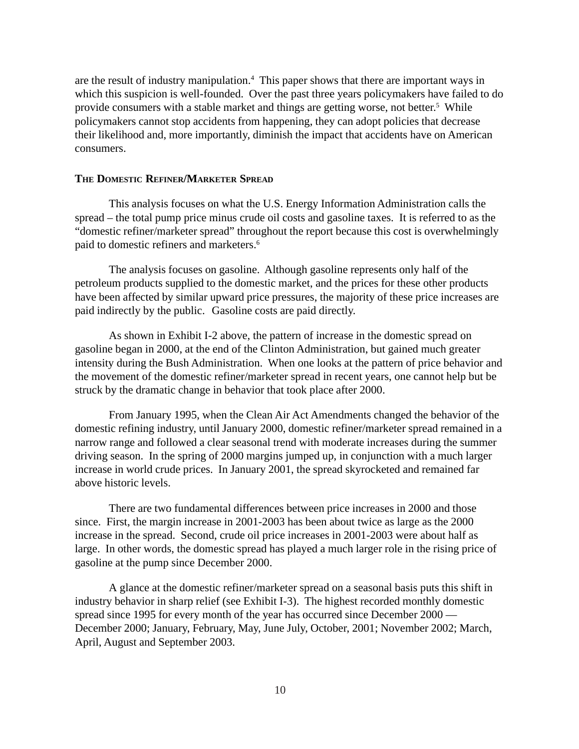are the result of industry manipulation.[4] This paper shows that there are important ways in which this suspicion is well-founded. Over the past three years policymakers have failed to do provide consumers with a stable market and things are getting worse, not better.[5] While policymakers cannot stop accidents from happening, they can adopt policies that decrease their likelihood and, more importantly, diminish the impact that accidents have on American consumers.

## THE DOMESTIC REFINER/MARKETER SPREAD

This analysis focuses on what the U.S. Energy Information Administration calls the spread – the total pump price minus crude oil costs and gasoline taxes. It is referred to as the "domestic refiner/marketer spread" throughout the report because this cost is overwhelmingly paid to domestic refiners and marketers.[6]

The analysis focuses on gasoline. Although gasoline represents only half of the petroleum products supplied to the domestic market, and the prices for these other products have been affected by similar upward price pressures, the majority of these price increases are paid indirectly by the public. Gasoline costs are paid directly.

As shown in Exhibit I-2 above, the pattern of increase in the domestic spread on gasoline began in 2000, at the end of the Clinton Administration, but gained much greater intensity during the Bush Administration. When one looks at the pattern of price behavior and the movement of the domestic refiner/marketer spread in recent years, one cannot help but be struck by the dramatic change in behavior that took place after 2000.

From January 1995, when the Clean Air Act Amendments changed the behavior of the domestic refining industry, until January 2000, domestic refiner/marketer spread remained in a narrow range and followed a clear seasonal trend with moderate increases during the summer driving season. In the spring of 2000 margins jumped up, in conjunction with a much larger increase in world crude prices. In January 2001, the spread skyrocketed and remained far above historic levels.

There are two fundamental differences between price increases in 2000 and those since. First, the margin increase in 2001-2003 has been about twice as large as the 2000 increase in the spread. Second, crude oil price increases in 2001-2003 were about half as large. In other words, the domestic spread has played a much larger role in the rising price of gasoline at the pump since December 2000.

A glance at the domestic refiner/marketer spread on a seasonal basis puts this shift in industry behavior in sharp relief (see Exhibit I-3). The highest recorded monthly domestic spread since 1995 for every month of the year has occurred since December 2000 — December 2000; January, February, May, June July, October, 2001; November 2002; March, April, August and September 2003.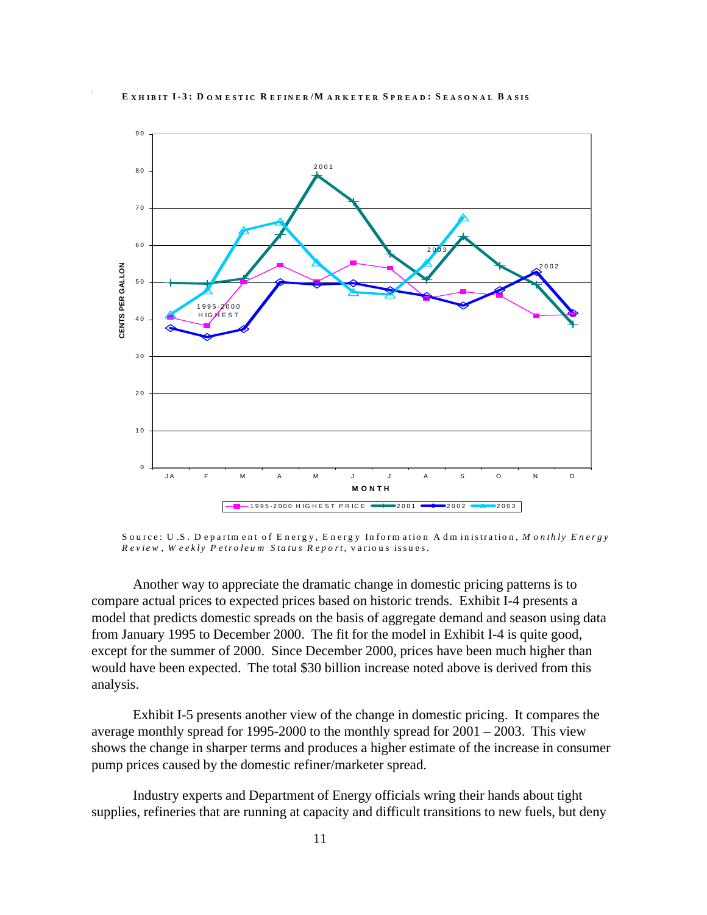**EXHIBIT I-3: DOMESTIC REFINER/MARKETER SPREAD: SEASONAL BASIS**

Source: U.S. Department of Energy, Energy Information Administration, *Monthly Energy Review*, *Weekly Petroleum Status Report*, various issues.

Another way to appreciate the dramatic change in domestic pricing patterns is to compare actual prices to expected prices based on historic trends. Exhibit I-4 presents a model that predicts domestic spreads on the basis of aggregate demand and season using data from January 1995 to December 2000. The fit for the model in Exhibit I-4 is quite good, except for the summer of 2000. Since December 2000, prices have been much higher than would have been expected. The total $30 billion increase noted above is derived from this analysis.

Exhibit I-5 presents another view of the change in domestic pricing. It compares the average monthly spread for 1995-2000 to the monthly spread for 2001 – 2003. This view shows the change in sharper terms and produces a higher estimate of the increase in consumer pump prices caused by the domestic refiner/marketer spread.

Industry experts and Department of Energy officials wring their hands about tight supplies, refineries that are running at capacity and difficult transitions to new fuels, but deny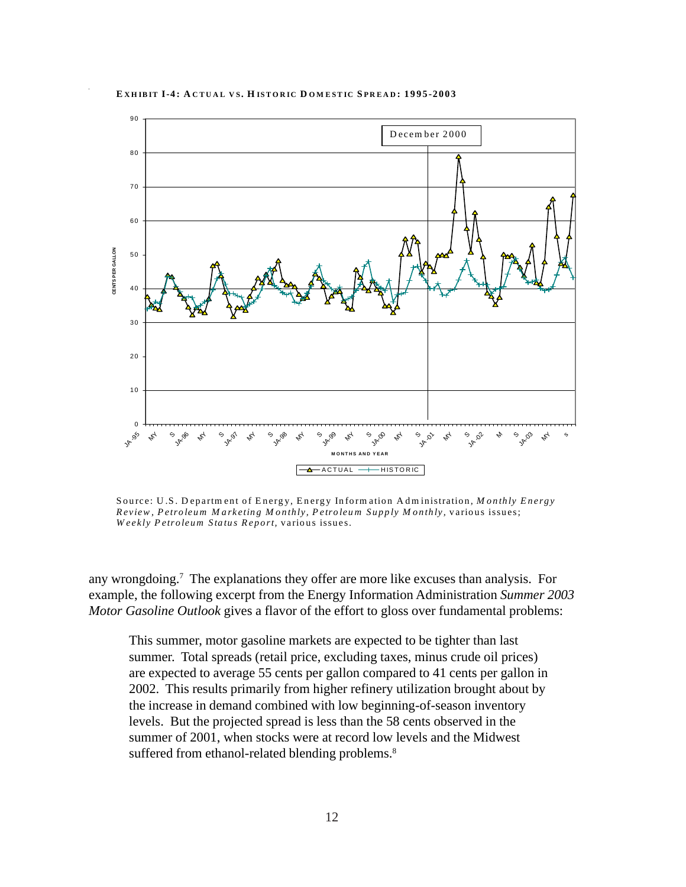**EXHIBIT I-4: ACTUAL VS. HISTORIC DOMESTIC SPREAD: 1995-2003**

Source: U.S. Department of Energy, Energy Information Administration, *Monthly Energy Review*, *Petroleum Marketing Monthly*, *Petroleum Supply Monthly*, various issues; *Weekly Petroleum Status Report*, various issues.

any wrongdoing.[7] The explanations they offer are more like excuses than analysis. For example, the following excerpt from the Energy Information Administration *Summer 2003 Motor Gasoline Outlook* gives a flavor of the effort to gloss over fundamental problems:

> This summer, motor gasoline markets are expected to be tighter than last summer. Total spreads (retail price, excluding taxes, minus crude oil prices) are expected to average 55 cents per gallon compared to 41 cents per gallon in 2002. This results primarily from higher refinery utilization brought about by the increase in demand combined with low beginning-of-season inventory levels. But the projected spread is less than the 58 cents observed in the summer of 2001, when stocks were at record low levels and the Midwest suffered from ethanol-related blending problems.[8]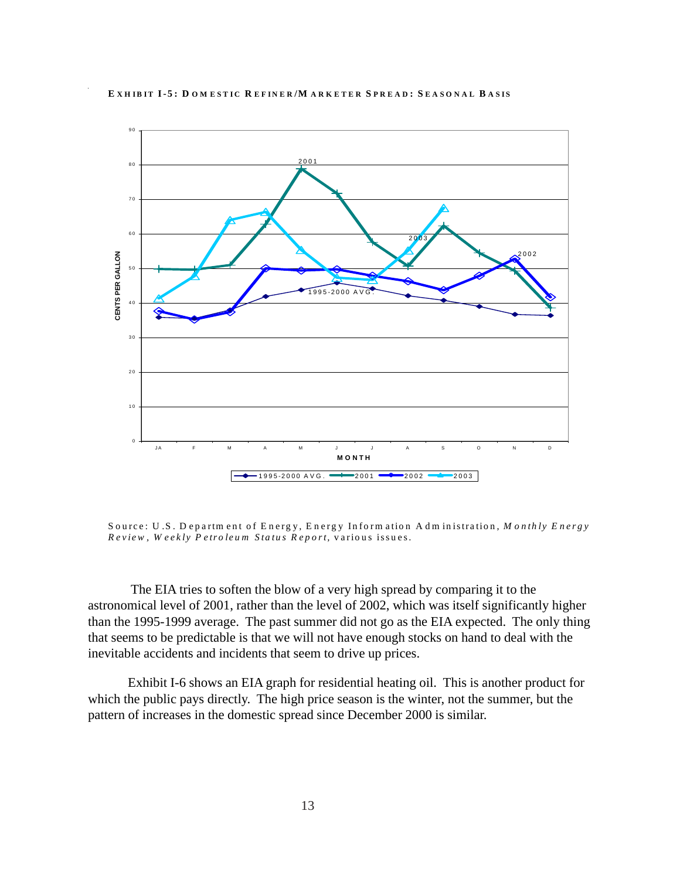**EXHIBIT I-5: DOMESTIC REFINER/MARKETER SPREAD: SEASONAL BASIS**

Source: U.S. Department of Energy, Energy Information Administration, *Monthly Energy Review*, *Weekly Petroleum Status Report*, various issues.

The EIA tries to soften the blow of a very high spread by comparing it to the astronomical level of 2001, rather than the level of 2002, which was itself significantly higher than the 1995-1999 average. The past summer did not go as the EIA expected. The only thing that seems to be predictable is that we will not have enough stocks on hand to deal with the inevitable accidents and incidents that seem to drive up prices.

Exhibit I-6 shows an EIA graph for residential heating oil. This is another product for which the public pays directly. The high price season is the winter, not the summer, but the pattern of increases in the domestic spread since December 2000 is similar.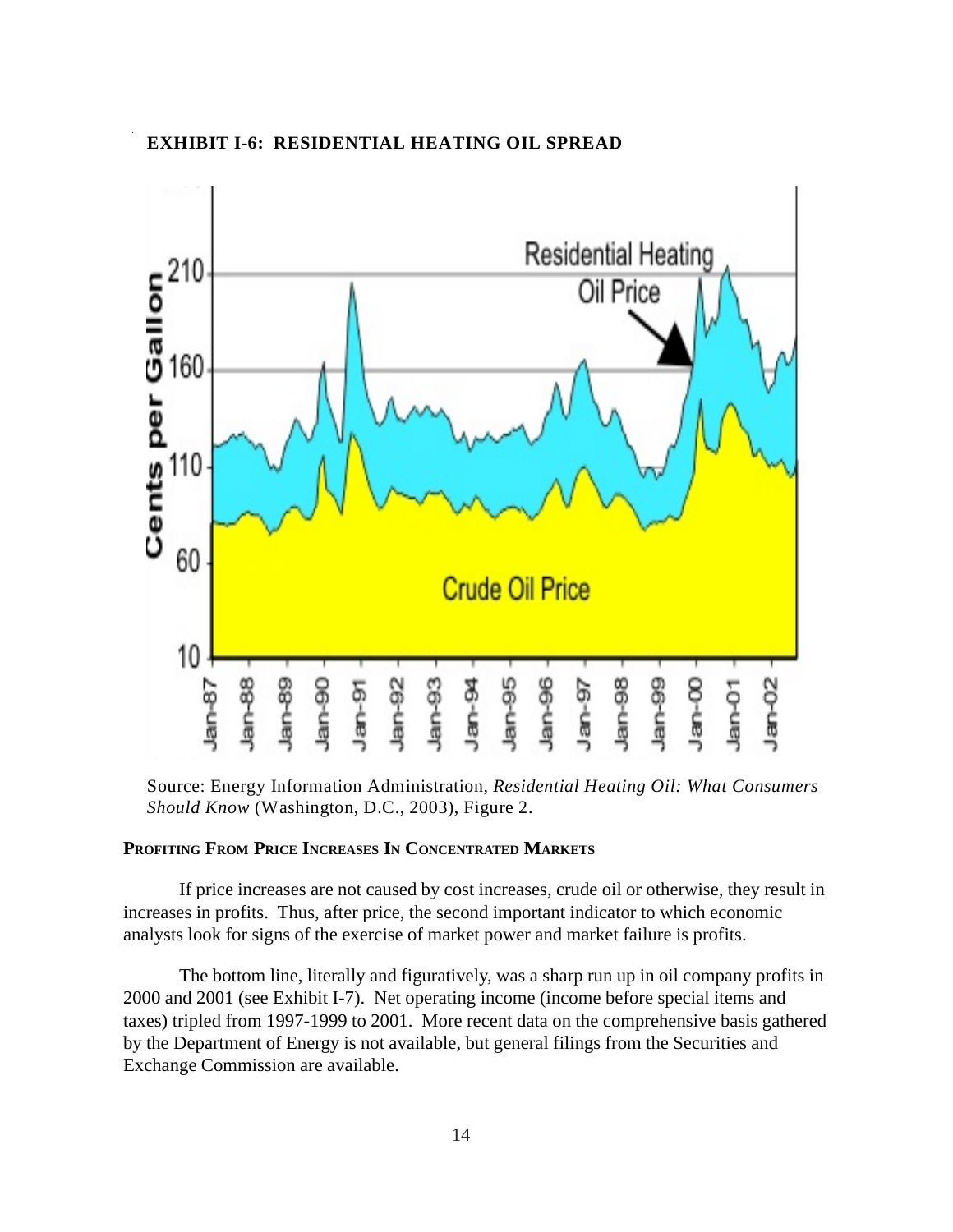**EXHIBIT I-6: RESIDENTIAL HEATING OIL SPREAD**

Source: Energy Information Administration, *Residential Heating Oil: What Consumers Should Know* (Washington, D.C., 2003), Figure 2.

**PROFITING FROM PRICE INCREASES IN CONCENTRATED MARKETS**

If price increases are not caused by cost increases, crude oil or otherwise, they result in increases in profits. Thus, after price, the second important indicator to which economic analysts look for signs of the exercise of market power and market failure is profits.

The bottom line, literally and figuratively, was a sharp run up in oil company profits in 2000 and 2001 (see Exhibit I-7). Net operating income (income before special items and taxes) tripled from 1997-1999 to 2001. More recent data on the comprehensive basis gathered by the Department of Energy is not available, but general filings from the Securities and Exchange Commission are available.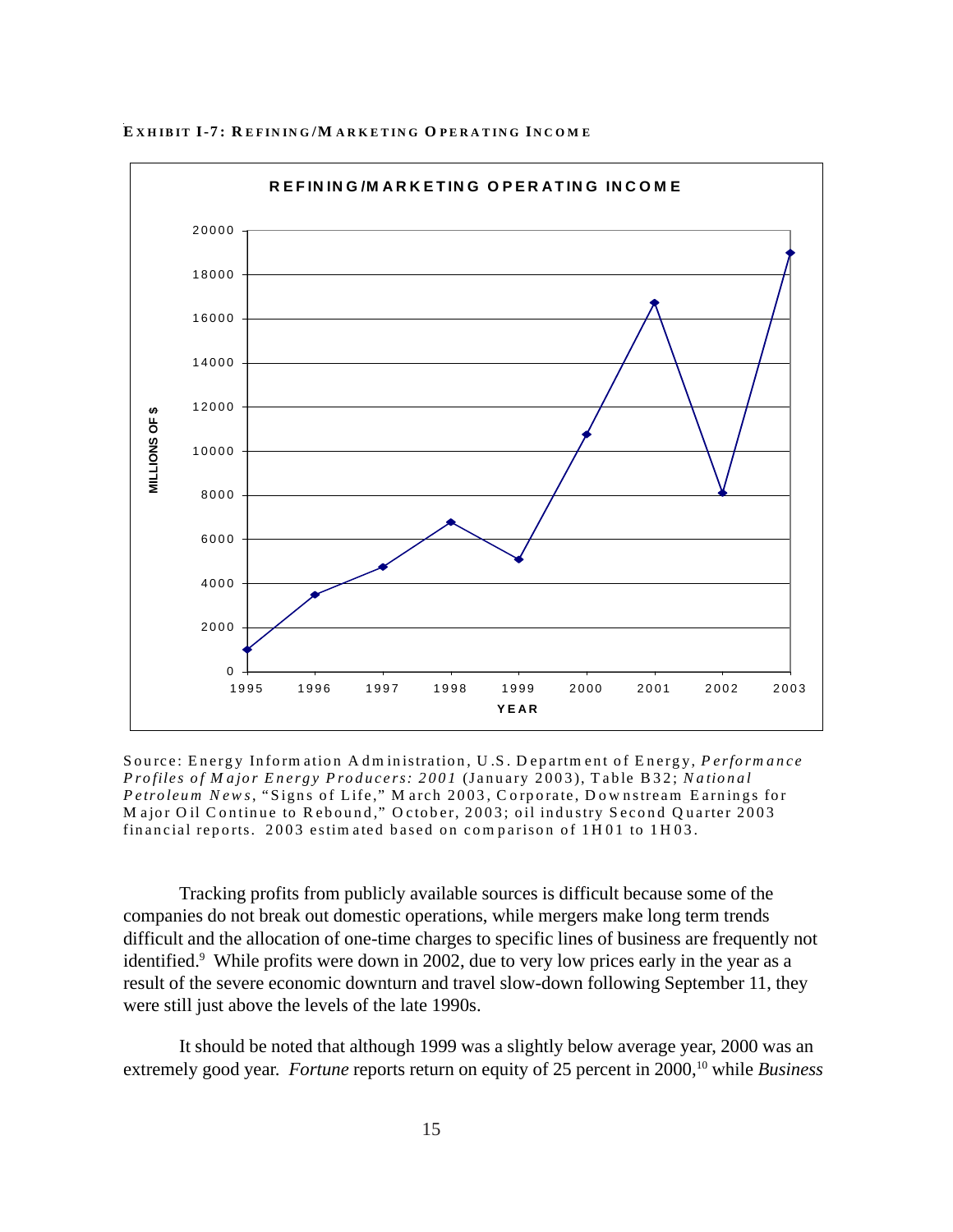**EXHIBIT I-7: REFINING/MARKETING OPERATING INCOME**

Source: Energy Information Administration, U.S. Department of Energy, *Performance Profiles of Major Energy Producers: 2001* (January 2003), Table B32; *National Petroleum News*, "Signs of Life," March 2003, Corporate, Downstream Earnings for Major Oil Continue to Rebound," October, 2003; oil industry Second Quarter 2003 financial reports. 2003 estimated based on comparison of 1H01 to 1H03.

Tracking profits from publicly available sources is difficult because some of the companies do not break out domestic operations, while mergers make long term trends difficult and the allocation of one-time charges to specific lines of business are frequently not identified.[9] While profits were down in 2002, due to very low prices early in the year as a result of the severe economic downturn and travel slow-down following September 11, they were still just above the levels of the late 1990s.

It should be noted that although 1999 was a slightly below average year, 2000 was an extremely good year. *Fortune* reports return on equity of 25 percent in 2000,[10] while *Business*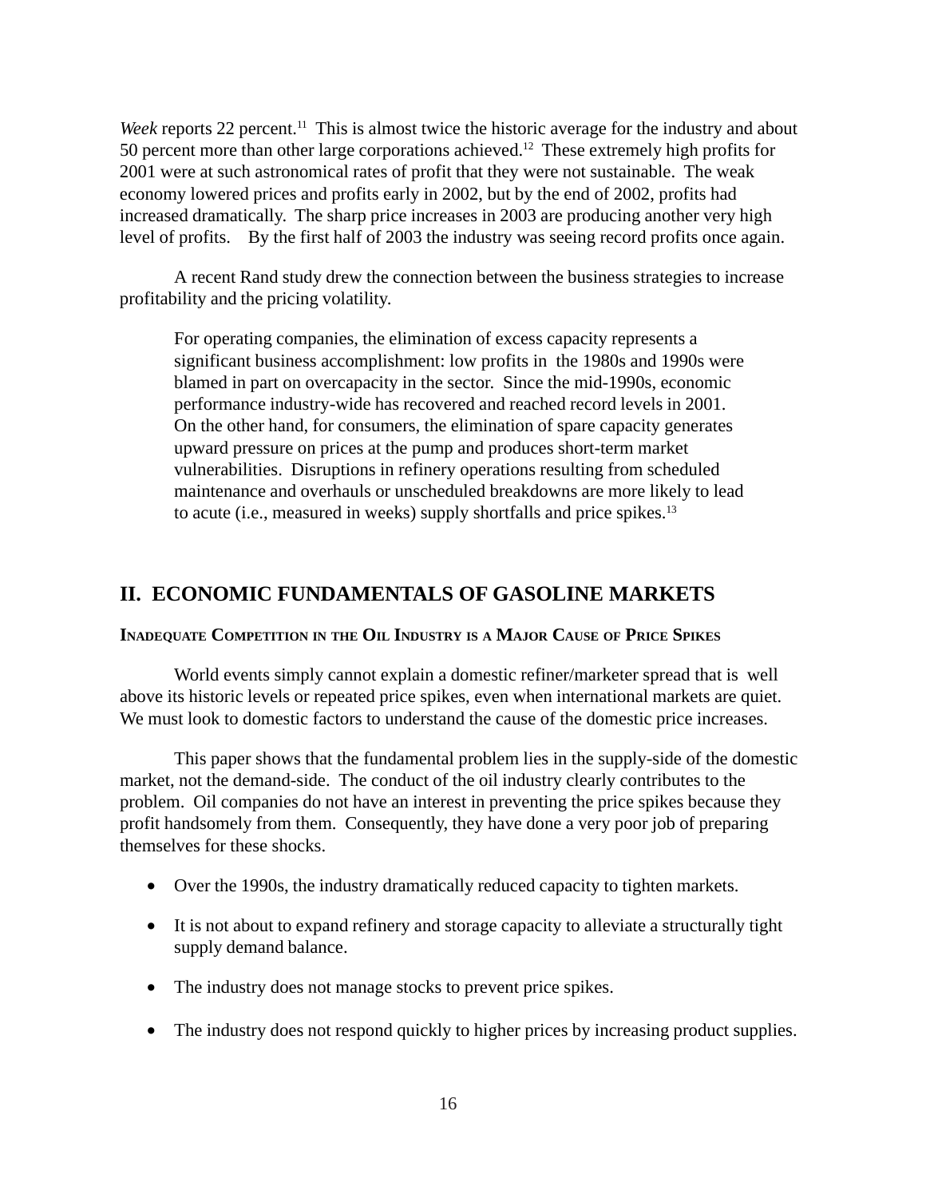*Week* reports 22 percent.[11] This is almost twice the historic average for the industry and about 50 percent more than other large corporations achieved.[12] These extremely high profits for 2001 were at such astronomical rates of profit that they were not sustainable. The weak economy lowered prices and profits early in 2002, but by the end of 2002, profits had increased dramatically. The sharp price increases in 2003 are producing another very high level of profits. By the first half of 2003 the industry was seeing record profits once again.

A recent Rand study drew the connection between the business strategies to increase profitability and the pricing volatility.

> For operating companies, the elimination of excess capacity represents a significant business accomplishment: low profits in the 1980s and 1990s were blamed in part on overcapacity in the sector. Since the mid-1990s, economic performance industry-wide has recovered and reached record levels in 2001. On the other hand, for consumers, the elimination of spare capacity generates upward pressure on prices at the pump and produces short-term market vulnerabilities. Disruptions in refinery operations resulting from scheduled maintenance and overhauls or unscheduled breakdowns are more likely to lead to acute (i.e., measured in weeks) supply shortfalls and price spikes.[13]

## II. ECONOMIC FUNDAMENTALS OF GASOLINE MARKETS

### Inadequate Competition in the Oil Industry is a Major Cause of Price Spikes

World events simply cannot explain a domestic refiner/marketer spread that is well above its historic levels or repeated price spikes, even when international markets are quiet. We must look to domestic factors to understand the cause of the domestic price increases.

This paper shows that the fundamental problem lies in the supply-side of the domestic market, not the demand-side. The conduct of the oil industry clearly contributes to the problem. Oil companies do not have an interest in preventing the price spikes because they profit handsomely from them. Consequently, they have done a very poor job of preparing themselves for these shocks.

- Over the 1990s, the industry dramatically reduced capacity to tighten markets.
- It is not about to expand refinery and storage capacity to alleviate a structurally tight supply demand balance.
- The industry does not manage stocks to prevent price spikes.
- The industry does not respond quickly to higher prices by increasing product supplies.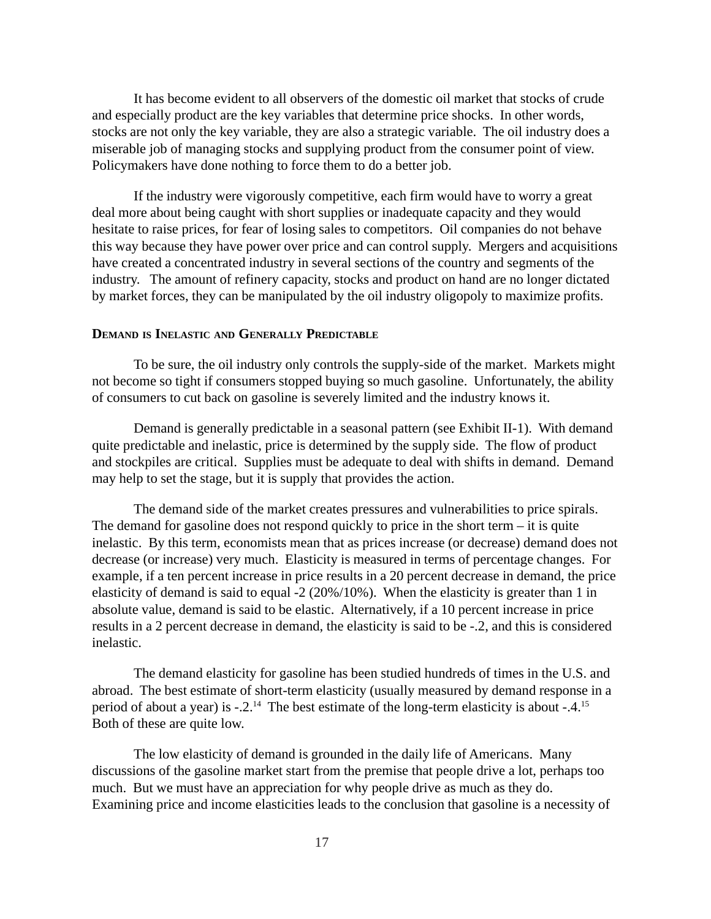It has become evident to all observers of the domestic oil market that stocks of crude and especially product are the key variables that determine price shocks. In other words, stocks are not only the key variable, they are also a strategic variable. The oil industry does a miserable job of managing stocks and supplying product from the consumer point of view. Policymakers have done nothing to force them to do a better job.

If the industry were vigorously competitive, each firm would have to worry a great deal more about being caught with short supplies or inadequate capacity and they would hesitate to raise prices, for fear of losing sales to competitors. Oil companies do not behave this way because they have power over price and can control supply. Mergers and acquisitions have created a concentrated industry in several sections of the country and segments of the industry. The amount of refinery capacity, stocks and product on hand are no longer dictated by market forces, they can be manipulated by the oil industry oligopoly to maximize profits.

### Demand is Inelastic and Generally Predictable

To be sure, the oil industry only controls the supply-side of the market. Markets might not become so tight if consumers stopped buying so much gasoline. Unfortunately, the ability of consumers to cut back on gasoline is severely limited and the industry knows it.

Demand is generally predictable in a seasonal pattern (see Exhibit II-1). With demand quite predictable and inelastic, price is determined by the supply side. The flow of product and stockpiles are critical. Supplies must be adequate to deal with shifts in demand. Demand may help to set the stage, but it is supply that provides the action.

The demand side of the market creates pressures and vulnerabilities to price spirals. The demand for gasoline does not respond quickly to price in the short term – it is quite inelastic. By this term, economists mean that as prices increase (or decrease) demand does not decrease (or increase) very much. Elasticity is measured in terms of percentage changes. For example, if a ten percent increase in price results in a 20 percent decrease in demand, the price elasticity of demand is said to equal -2 (20%/10%). When the elasticity is greater than 1 in absolute value, demand is said to be elastic. Alternatively, if a 10 percent increase in price results in a 2 percent decrease in demand, the elasticity is said to be -.2, and this is considered inelastic.

The demand elasticity for gasoline has been studied hundreds of times in the U.S. and abroad. The best estimate of short-term elasticity (usually measured by demand response in a period of about a year) is -.2.[14] The best estimate of the long-term elasticity is about -.4.[15] Both of these are quite low.

The low elasticity of demand is grounded in the daily life of Americans. Many discussions of the gasoline market start from the premise that people drive a lot, perhaps too much. But we must have an appreciation for why people drive as much as they do. Examining price and income elasticities leads to the conclusion that gasoline is a necessity of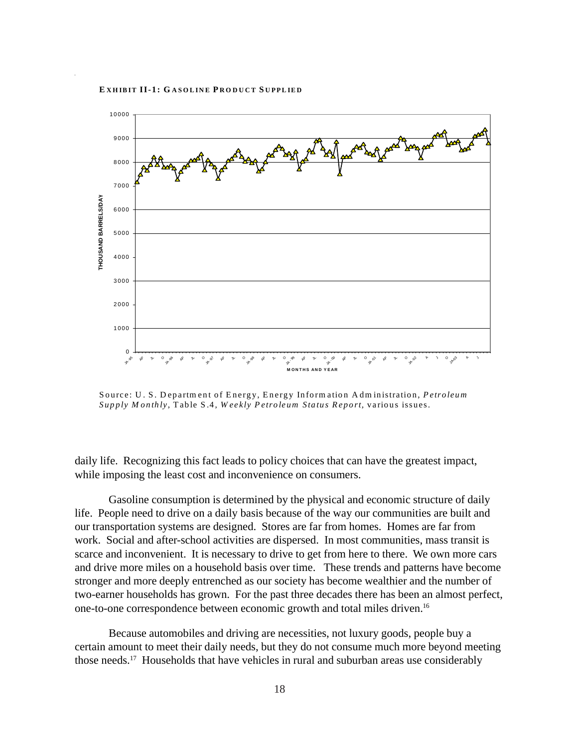**EXHIBIT II-1: GASOLINE PRODUCT SUPPLIED**

Source: U. S. Department of Energy, Energy Information Administration, *Petroleum Supply Monthly*, Table S.4, *Weekly Petroleum Status Report*, various issues.

daily life. Recognizing this fact leads to policy choices that can have the greatest impact, while imposing the least cost and inconvenience on consumers.

Gasoline consumption is determined by the physical and economic structure of daily life. People need to drive on a daily basis because of the way our communities are built and our transportation systems are designed. Stores are far from homes. Homes are far from work. Social and after-school activities are dispersed. In most communities, mass transit is scarce and inconvenient. It is necessary to drive to get from here to there. We own more cars and drive more miles on a household basis over time. These trends and patterns have become stronger and more deeply entrenched as our society has become wealthier and the number of two-earner households has grown. For the past three decades there has been an almost perfect, one-to-one correspondence between economic growth and total miles driven.[16]

Because automobiles and driving are necessities, not luxury goods, people buy a certain amount to meet their daily needs, but they do not consume much more beyond meeting those needs.[17] Households that have vehicles in rural and suburban areas use considerably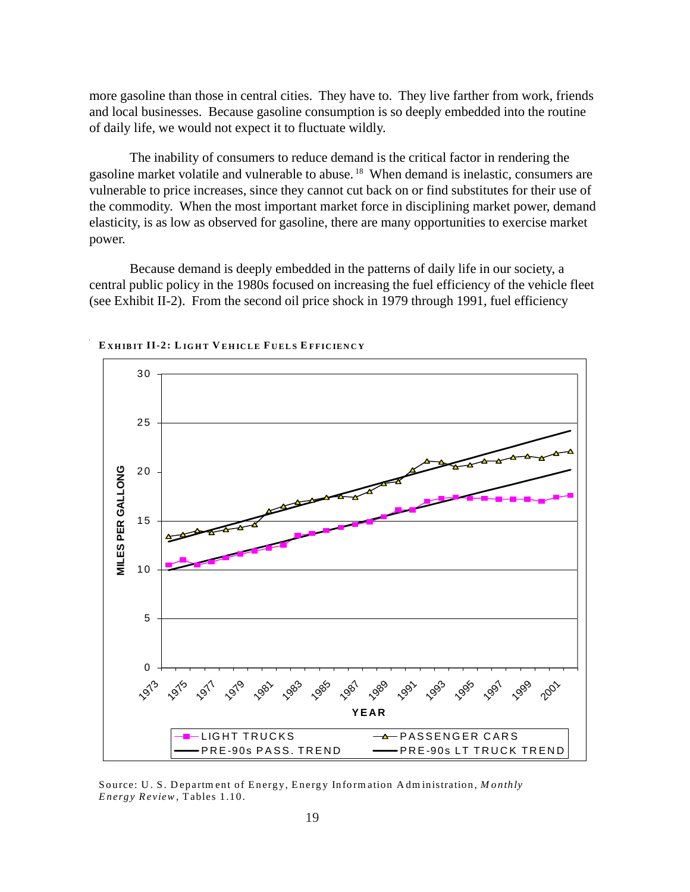more gasoline than those in central cities. They have to. They live farther from work, friends and local businesses. Because gasoline consumption is so deeply embedded into the routine of daily life, we would not expect it to fluctuate wildly.

The inability of consumers to reduce demand is the critical factor in rendering the gasoline market volatile and vulnerable to abuse.[18] When demand is inelastic, consumers are vulnerable to price increases, since they cannot cut back on or find substitutes for their use of the commodity. When the most important market force in disciplining market power, demand elasticity, is as low as observed for gasoline, there are many opportunities to exercise market power.

Because demand is deeply embedded in the patterns of daily life in our society, a central public policy in the 1980s focused on increasing the fuel efficiency of the vehicle fleet (see Exhibit II-2). From the second oil price shock in 1979 through 1991, fuel efficiency

**EXHIBIT II-2: LIGHT VEHICLE FUELS EFFICIENCY**

Source: U. S. Department of Energy, Energy Information Administration, *Monthly Energy Review*, Tables 1.10.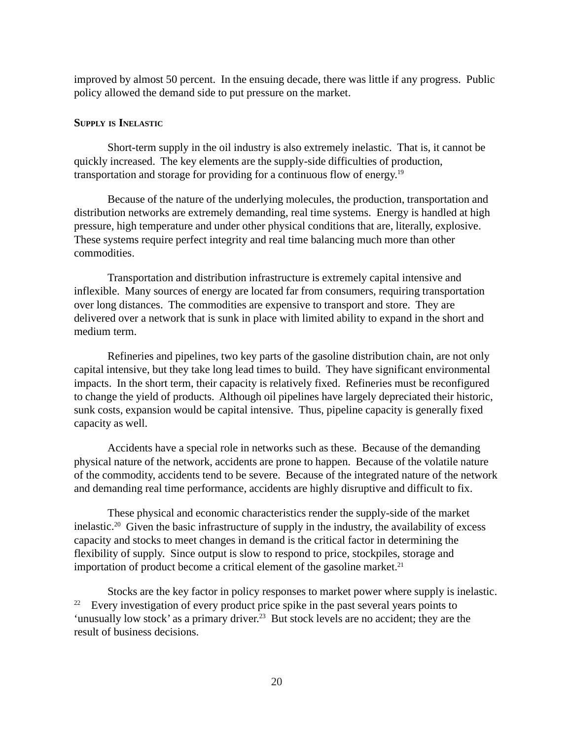improved by almost 50 percent. In the ensuing decade, there was little if any progress. Public policy allowed the demand side to put pressure on the market.

## Supply is Inelastic

Short-term supply in the oil industry is also extremely inelastic. That is, it cannot be quickly increased. The key elements are the supply-side difficulties of production, transportation and storage for providing for a continuous flow of energy.[19]

Because of the nature of the underlying molecules, the production, transportation and distribution networks are extremely demanding, real time systems. Energy is handled at high pressure, high temperature and under other physical conditions that are, literally, explosive. These systems require perfect integrity and real time balancing much more than other commodities.

Transportation and distribution infrastructure is extremely capital intensive and inflexible. Many sources of energy are located far from consumers, requiring transportation over long distances. The commodities are expensive to transport and store. They are delivered over a network that is sunk in place with limited ability to expand in the short and medium term.

Refineries and pipelines, two key parts of the gasoline distribution chain, are not only capital intensive, but they take long lead times to build. They have significant environmental impacts. In the short term, their capacity is relatively fixed. Refineries must be reconfigured to change the yield of products. Although oil pipelines have largely depreciated their historic, sunk costs, expansion would be capital intensive. Thus, pipeline capacity is generally fixed capacity as well.

Accidents have a special role in networks such as these. Because of the demanding physical nature of the network, accidents are prone to happen. Because of the volatile nature of the commodity, accidents tend to be severe. Because of the integrated nature of the network and demanding real time performance, accidents are highly disruptive and difficult to fix.

These physical and economic characteristics render the supply-side of the market inelastic.[20] Given the basic infrastructure of supply in the industry, the availability of excess capacity and stocks to meet changes in demand is the critical factor in determining the flexibility of supply. Since output is slow to respond to price, stockpiles, storage and importation of product become a critical element of the gasoline market.[21]

Stocks are the key factor in policy responses to market power where supply is inelastic.[22] Every investigation of every product price spike in the past several years points to 'unusually low stock' as a primary driver.[23] But stock levels are no accident; they are the result of business decisions.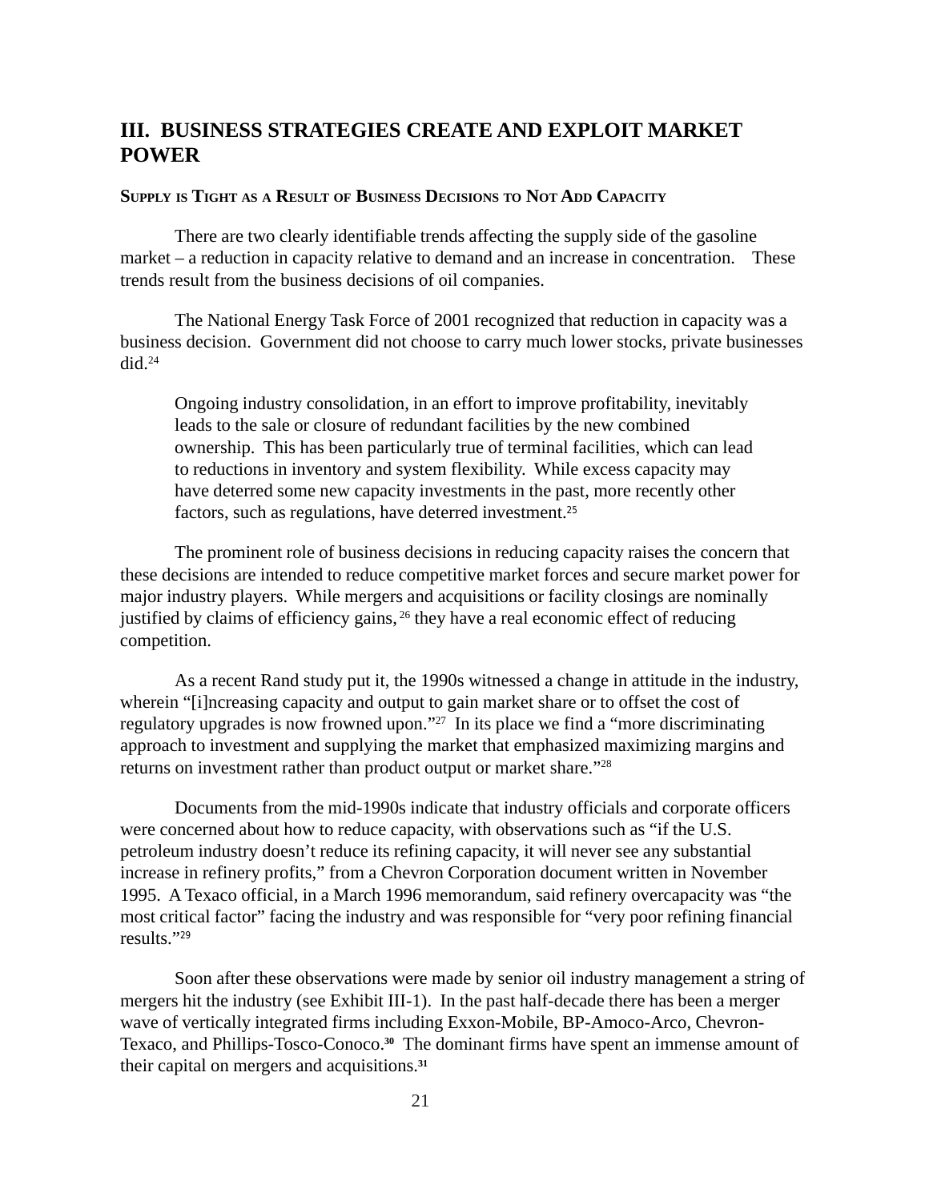# III. BUSINESS STRATEGIES CREATE AND EXPLOIT MARKET POWER

### SUPPLY IS TIGHT AS A RESULT OF BUSINESS DECISIONS TO NOT ADD CAPACITY

There are two clearly identifiable trends affecting the supply side of the gasoline market – a reduction in capacity relative to demand and an increase in concentration. These trends result from the business decisions of oil companies.

The National Energy Task Force of 2001 recognized that reduction in capacity was a business decision. Government did not choose to carry much lower stocks, private businesses did.[24]

> Ongoing industry consolidation, in an effort to improve profitability, inevitably leads to the sale or closure of redundant facilities by the new combined ownership. This has been particularly true of terminal facilities, which can lead to reductions in inventory and system flexibility. While excess capacity may have deterred some new capacity investments in the past, more recently other factors, such as regulations, have deterred investment.[25]

The prominent role of business decisions in reducing capacity raises the concern that these decisions are intended to reduce competitive market forces and secure market power for major industry players. While mergers and acquisitions or facility closings are nominally justified by claims of efficiency gains,[26] they have a real economic effect of reducing competition.

As a recent Rand study put it, the 1990s witnessed a change in attitude in the industry, wherein "[i]ncreasing capacity and output to gain market share or to offset the cost of regulatory upgrades is now frowned upon."[27] In its place we find a "more discriminating approach to investment and supplying the market that emphasized maximizing margins and returns on investment rather than product output or market share."[28]

Documents from the mid-1990s indicate that industry officials and corporate officers were concerned about how to reduce capacity, with observations such as "if the U.S. petroleum industry doesn't reduce its refining capacity, it will never see any substantial increase in refinery profits," from a Chevron Corporation document written in November 1995. A Texaco official, in a March 1996 memorandum, said refinery overcapacity was "the most critical factor" facing the industry and was responsible for "very poor refining financial results."[29]

Soon after these observations were made by senior oil industry management a string of mergers hit the industry (see Exhibit III-1). In the past half-decade there has been a merger wave of vertically integrated firms including Exxon-Mobile, BP-Amoco-Arco, Chevron-Texaco, and Phillips-Tosco-Conoco.[30] The dominant firms have spent an immense amount of their capital on mergers and acquisitions.[31]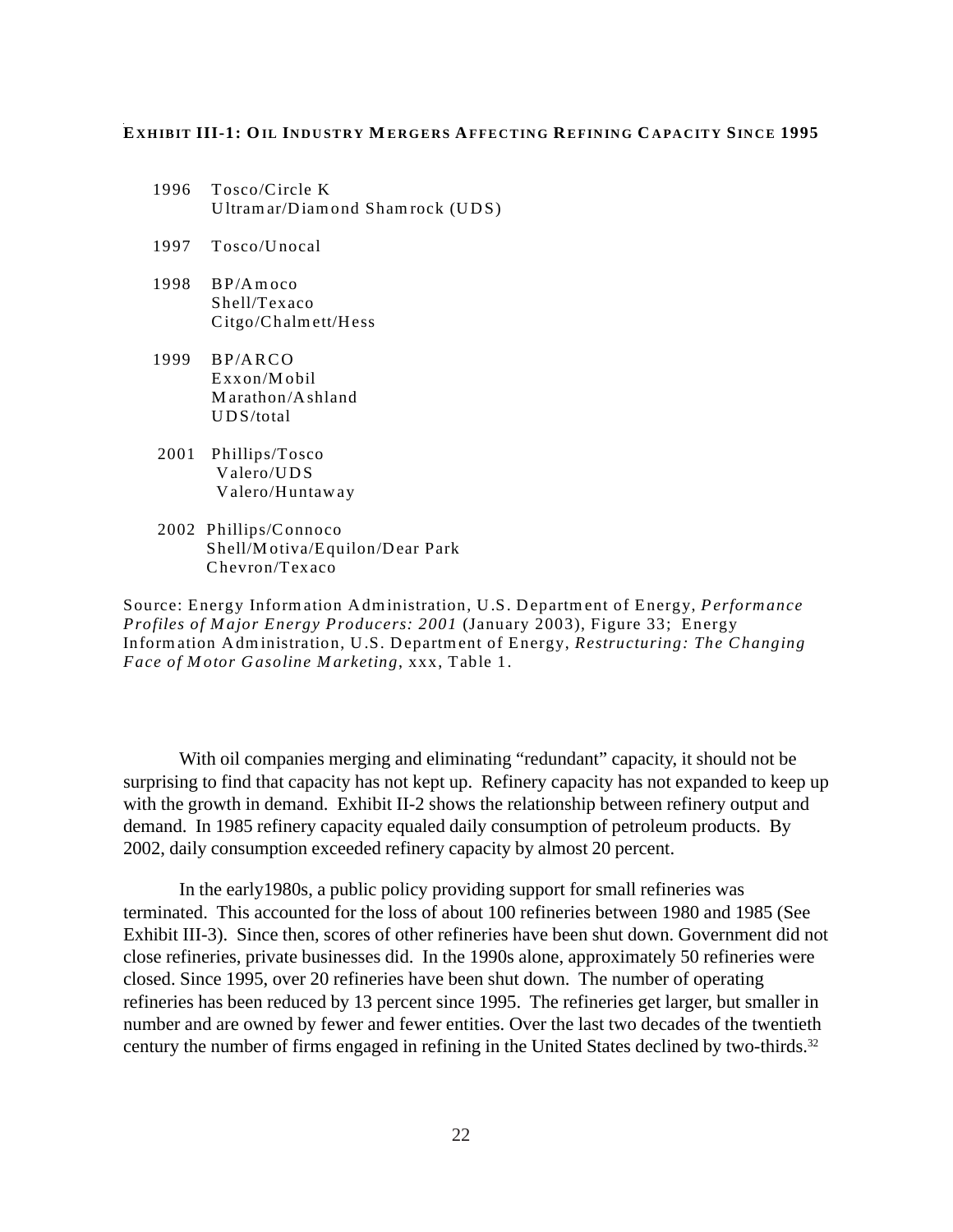**EXHIBIT III-1: OIL INDUSTRY MERGERS AFFECTING REFINING CAPACITY SINCE 1995**

1996 Tosco/Circle K
Ultramar/Diamond Shamrock (UDS)

1997 Tosco/Unocal

1998 BP/Amoco
Shell/Texaco
Citgo/Chalmett/Hess

1999 BP/ARCO
Exxon/Mobil
Marathon/Ashland
UDS/total

2001 Phillips/Tosco
Valero/UDS
Valero/Huntaway

2002 Phillips/Connoco
Shell/Motiva/Equilon/Dear Park
Chevron/Texaco

Source: Energy Information Administration, U.S. Department of Energy, *Performance Profiles of Major Energy Producers: 2001* (January 2003), Figure 33; Energy Information Administration, U.S. Department of Energy, *Restructuring: The Changing Face of Motor Gasoline Marketing*, xxx, Table 1.

With oil companies merging and eliminating "redundant" capacity, it should not be surprising to find that capacity has not kept up. Refinery capacity has not expanded to keep up with the growth in demand. Exhibit II-2 shows the relationship between refinery output and demand. In 1985 refinery capacity equaled daily consumption of petroleum products. By 2002, daily consumption exceeded refinery capacity by almost 20 percent.

In the early1980s, a public policy providing support for small refineries was terminated. This accounted for the loss of about 100 refineries between 1980 and 1985 (See Exhibit III-3). Since then, scores of other refineries have been shut down. Government did not close refineries, private businesses did. In the 1990s alone, approximately 50 refineries were closed. Since 1995, over 20 refineries have been shut down. The number of operating refineries has been reduced by 13 percent since 1995. The refineries get larger, but smaller in number and are owned by fewer and fewer entities. Over the last two decades of the twentieth century the number of firms engaged in refining in the United States declined by two-thirds.[32]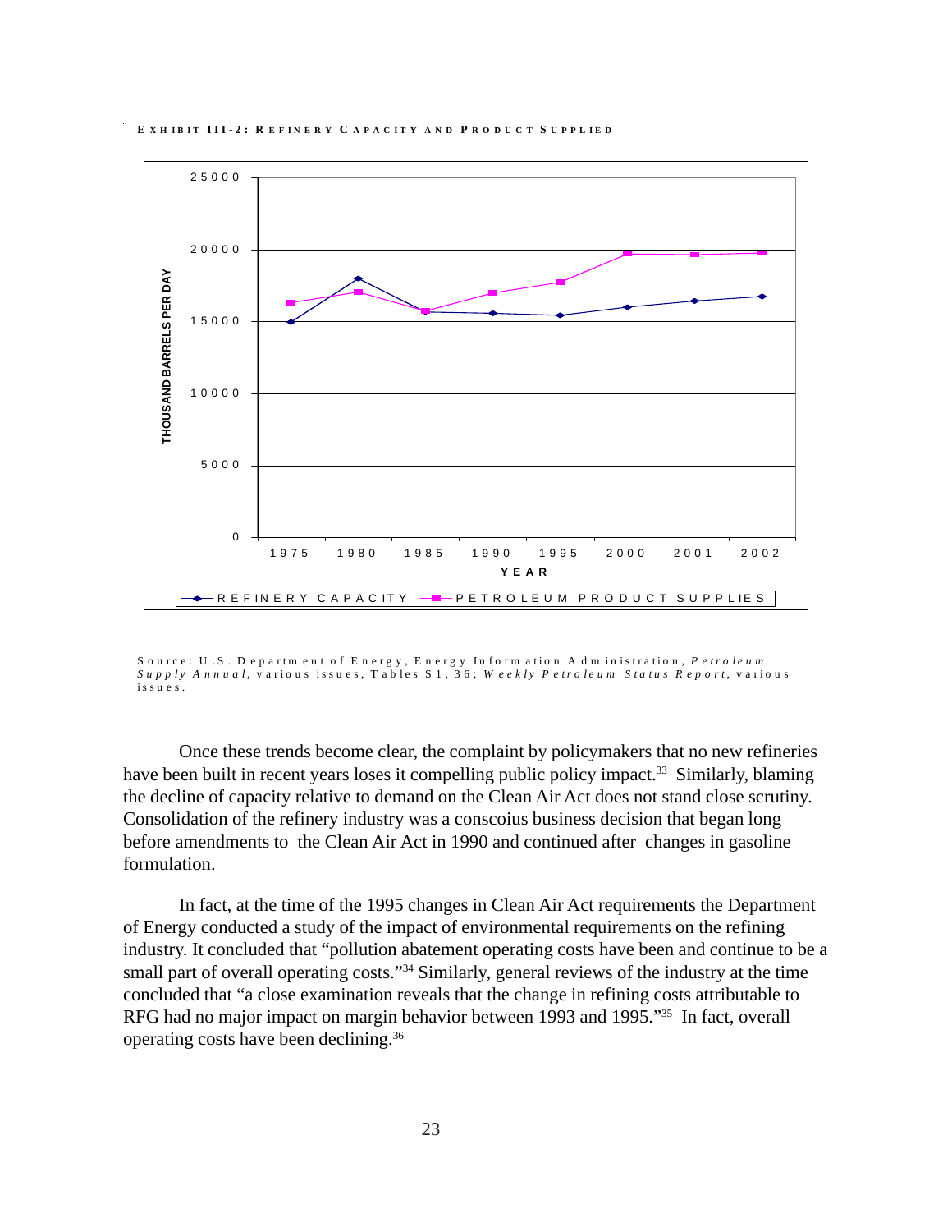**EXHIBIT III-2: REFINERY CAPACITY AND PRODUCT SUPPLIED**

Source: U.S. Department of Energy, Energy Information Administration, *Petroleum Supply Annual*, various issues, Tables S1, 36; *Weekly Petroleum Status Report*, various issues.

Once these trends become clear, the complaint by policymakers that no new refineries have been built in recent years loses it compelling public policy impact.[33] Similarly, blaming the decline of capacity relative to demand on the Clean Air Act does not stand close scrutiny. Consolidation of the refinery industry was a conscoius business decision that began long before amendments to the Clean Air Act in 1990 and continued after changes in gasoline formulation.

In fact, at the time of the 1995 changes in Clean Air Act requirements the Department of Energy conducted a study of the impact of environmental requirements on the refining industry. It concluded that "pollution abatement operating costs have been and continue to be a small part of overall operating costs."[34] Similarly, general reviews of the industry at the time concluded that "a close examination reveals that the change in refining costs attributable to RFG had no major impact on margin behavior between 1993 and 1995."[35] In fact, overall operating costs have been declining.[36]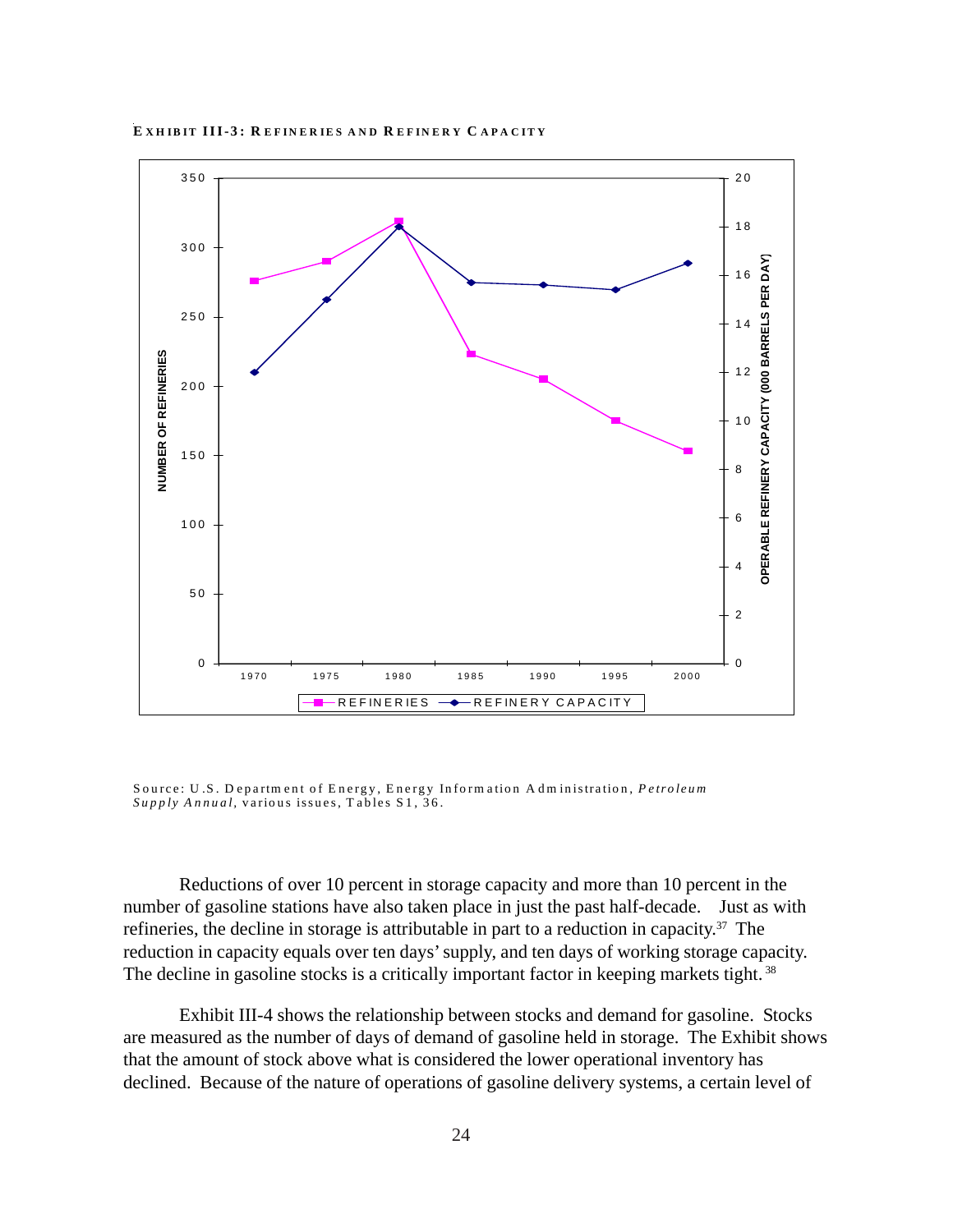**EXHIBIT III-3: REFINERIES AND REFINERY CAPACITY**

Source: U.S. Department of Energy, Energy Information Administration, *Petroleum Supply Annual*, various issues, Tables S1, 36.

Reductions of over 10 percent in storage capacity and more than 10 percent in the number of gasoline stations have also taken place in just the past half-decade. Just as with refineries, the decline in storage is attributable in part to a reduction in capacity.[37] The reduction in capacity equals over ten days' supply, and ten days of working storage capacity. The decline in gasoline stocks is a critically important factor in keeping markets tight.[38]

Exhibit III-4 shows the relationship between stocks and demand for gasoline. Stocks are measured as the number of days of demand of gasoline held in storage. The Exhibit shows that the amount of stock above what is considered the lower operational inventory has declined. Because of the nature of operations of gasoline delivery systems, a certain level of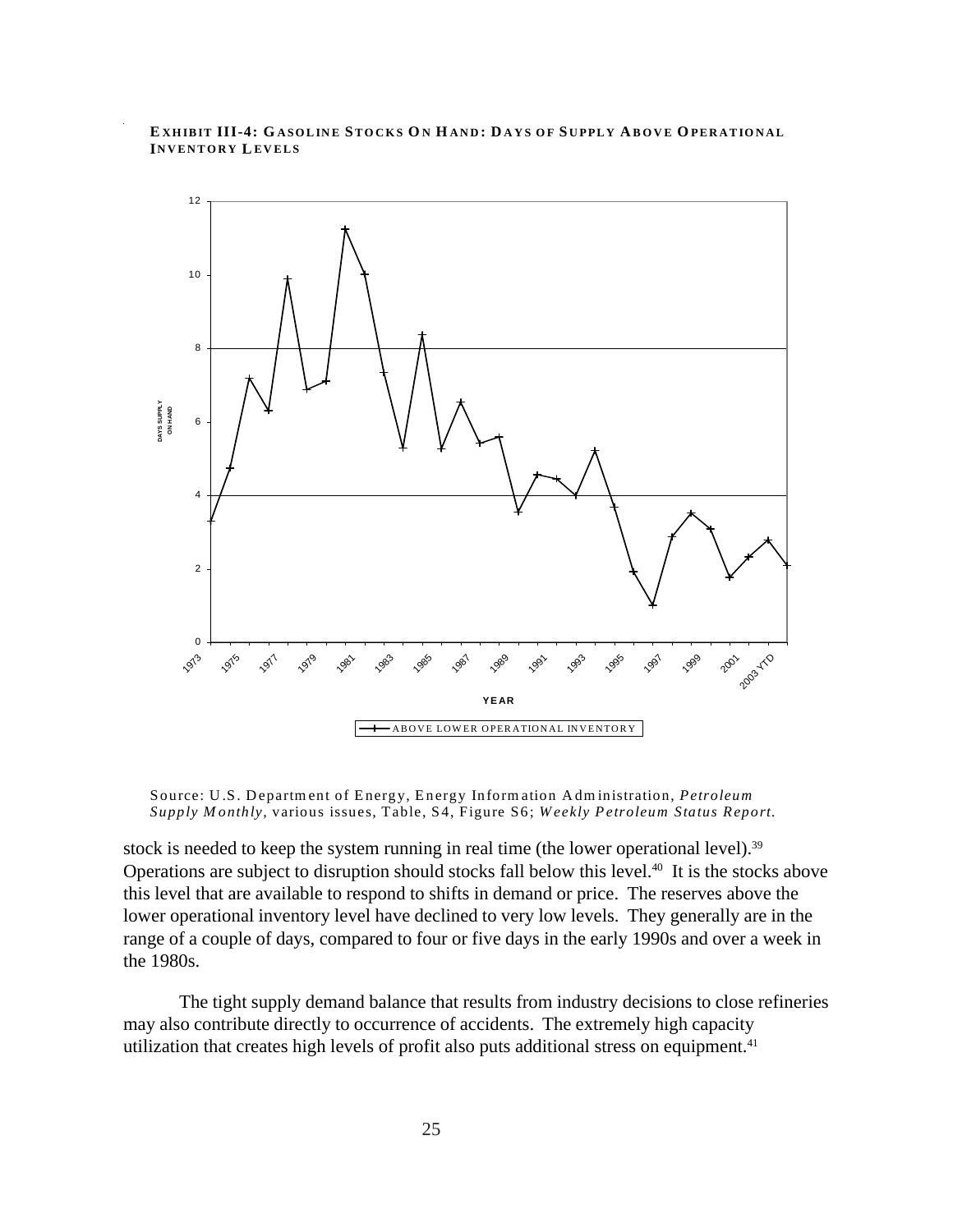**EXHIBIT III-4: GASOLINE STOCKS ON HAND: DAYS OF SUPPLY ABOVE OPERATIONAL INVENTORY LEVELS**

Source: U.S. Department of Energy, Energy Information Administration, *Petroleum Supply Monthly*, various issues, Table, S4, Figure S6; *Weekly Petroleum Status Report.*

stock is needed to keep the system running in real time (the lower operational level).[39] Operations are subject to disruption should stocks fall below this level.[40] It is the stocks above this level that are available to respond to shifts in demand or price. The reserves above the lower operational inventory level have declined to very low levels. They generally are in the range of a couple of days, compared to four or five days in the early 1990s and over a week in the 1980s.

The tight supply demand balance that results from industry decisions to close refineries may also contribute directly to occurrence of accidents. The extremely high capacity utilization that creates high levels of profit also puts additional stress on equipment.[41]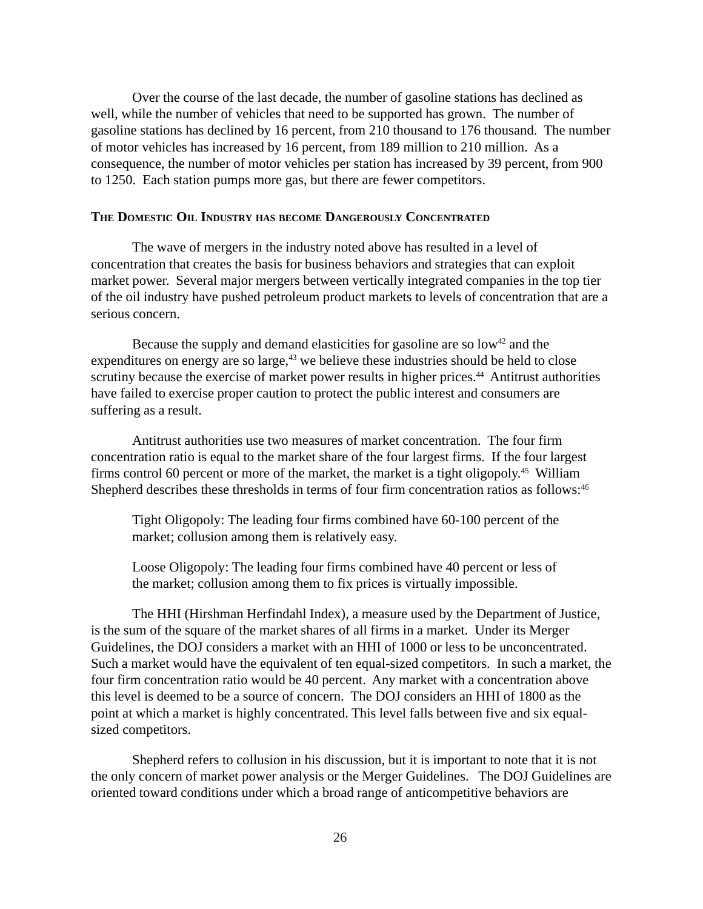Over the course of the last decade, the number of gasoline stations has declined as well, while the number of vehicles that need to be supported has grown. The number of gasoline stations has declined by 16 percent, from 210 thousand to 176 thousand. The number of motor vehicles has increased by 16 percent, from 189 million to 210 million. As a consequence, the number of motor vehicles per station has increased by 39 percent, from 900 to 1250. Each station pumps more gas, but there are fewer competitors.

### The Domestic Oil Industry has become Dangerously Concentrated

The wave of mergers in the industry noted above has resulted in a level of concentration that creates the basis for business behaviors and strategies that can exploit market power. Several major mergers between vertically integrated companies in the top tier of the oil industry have pushed petroleum product markets to levels of concentration that are a serious concern.

Because the supply and demand elasticities for gasoline are so low[42] and the expenditures on energy are so large,[43] we believe these industries should be held to close scrutiny because the exercise of market power results in higher prices.[44] Antitrust authorities have failed to exercise proper caution to protect the public interest and consumers are suffering as a result.

Antitrust authorities use two measures of market concentration. The four firm concentration ratio is equal to the market share of the four largest firms. If the four largest firms control 60 percent or more of the market, the market is a tight oligopoly.[45] William Shepherd describes these thresholds in terms of four firm concentration ratios as follows:[46]

> Tight Oligopoly: The leading four firms combined have 60-100 percent of the market; collusion among them is relatively easy.
>
> Loose Oligopoly: The leading four firms combined have 40 percent or less of the market; collusion among them to fix prices is virtually impossible.

The HHI (Hirshman Herfindahl Index), a measure used by the Department of Justice, is the sum of the square of the market shares of all firms in a market. Under its Merger Guidelines, the DOJ considers a market with an HHI of 1000 or less to be unconcentrated. Such a market would have the equivalent of ten equal-sized competitors. In such a market, the four firm concentration ratio would be 40 percent. Any market with a concentration above this level is deemed to be a source of concern. The DOJ considers an HHI of 1800 as the point at which a market is highly concentrated. This level falls between five and six equal-sized competitors.

Shepherd refers to collusion in his discussion, but it is important to note that it is not the only concern of market power analysis or the Merger Guidelines. The DOJ Guidelines are oriented toward conditions under which a broad range of anticompetitive behaviors are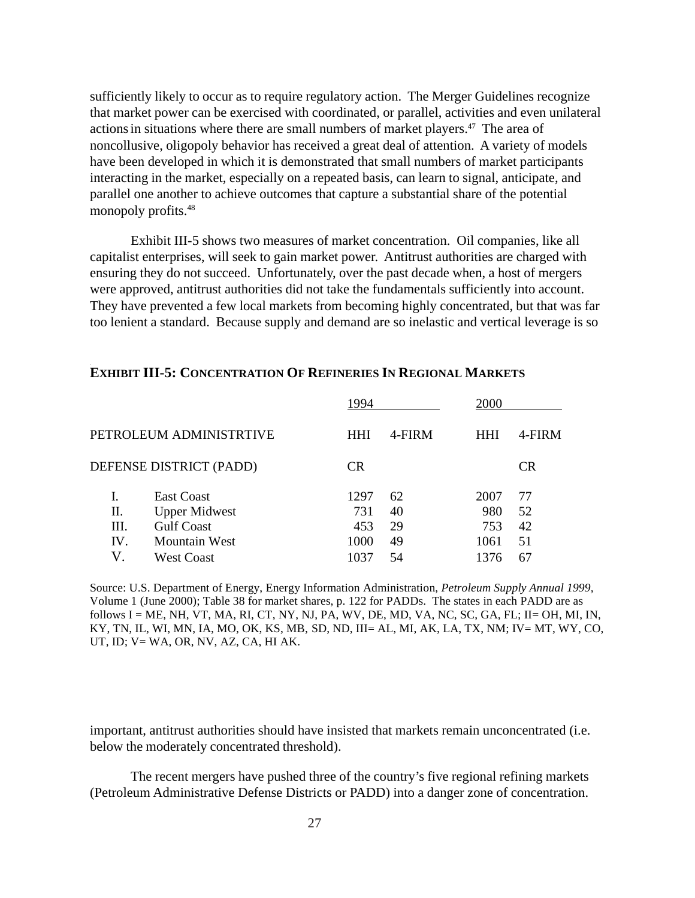sufficiently likely to occur as to require regulatory action. The Merger Guidelines recognize that market power can be exercised with coordinated, or parallel, activities and even unilateral actions in situations where there are small numbers of market players.[47] The area of noncollusive, oligopoly behavior has received a great deal of attention. A variety of models have been developed in which it is demonstrated that small numbers of market participants interacting in the market, especially on a repeated basis, can learn to signal, anticipate, and parallel one another to achieve outcomes that capture a substantial share of the potential monopoly profits.[48]

Exhibit III-5 shows two measures of market concentration. Oil companies, like all capitalist enterprises, will seek to gain market power. Antitrust authorities are charged with ensuring they do not succeed. Unfortunately, over the past decade when, a host of mergers were approved, antitrust authorities did not take the fundamentals sufficiently into account. They have prevented a few local markets from becoming highly concentrated, but that was far too lenient a standard. Because supply and demand are so inelastic and vertical leverage is so important, antitrust authorities should have insisted that markets remain unconcentrated (i.e. below the moderately concentrated threshold).

**EXHIBIT III-5: CONCENTRATION OF REFINERIES IN REGIONAL MARKETS**

| PETROLEUM ADMINISTRTIVE DEFENSE DISTRICT (PADD) | | 1994 HHI | 1994 4-FIRM CR | 2000 HHI | 2000 4-FIRM CR |
|---|---|---|---|---|---|
| I. | East Coast | 1297 | 62 | 2007 | 77 |
| II. | Upper Midwest | 731 | 40 | 980 | 52 |
| III. | Gulf Coast | 453 | 29 | 753 | 42 |
| IV. | Mountain West | 1000 | 49 | 1061 | 51 |
| V. | West Coast | 1037 | 54 | 1376 | 67 |

Source: U.S. Department of Energy, Energy Information Administration, *Petroleum Supply Annual 1999*, Volume 1 (June 2000); Table 38 for market shares, p. 122 for PADDs. The states in each PADD are as follows I = ME, NH, VT, MA, RI, CT, NY, NJ, PA, WV, DE, MD, VA, NC, SC, GA, FL; II= OH, MI, IN, KY, TN, IL, WI, MN, IA, MO, OK, KS, MB, SD, ND, III= AL, MI, AK, LA, TX, NM; IV= MT, WY, CO, UT, ID; V= WA, OR, NV, AZ, CA, HI AK.

The recent mergers have pushed three of the country's five regional refining markets (Petroleum Administrative Defense Districts or PADD) into a danger zone of concentration.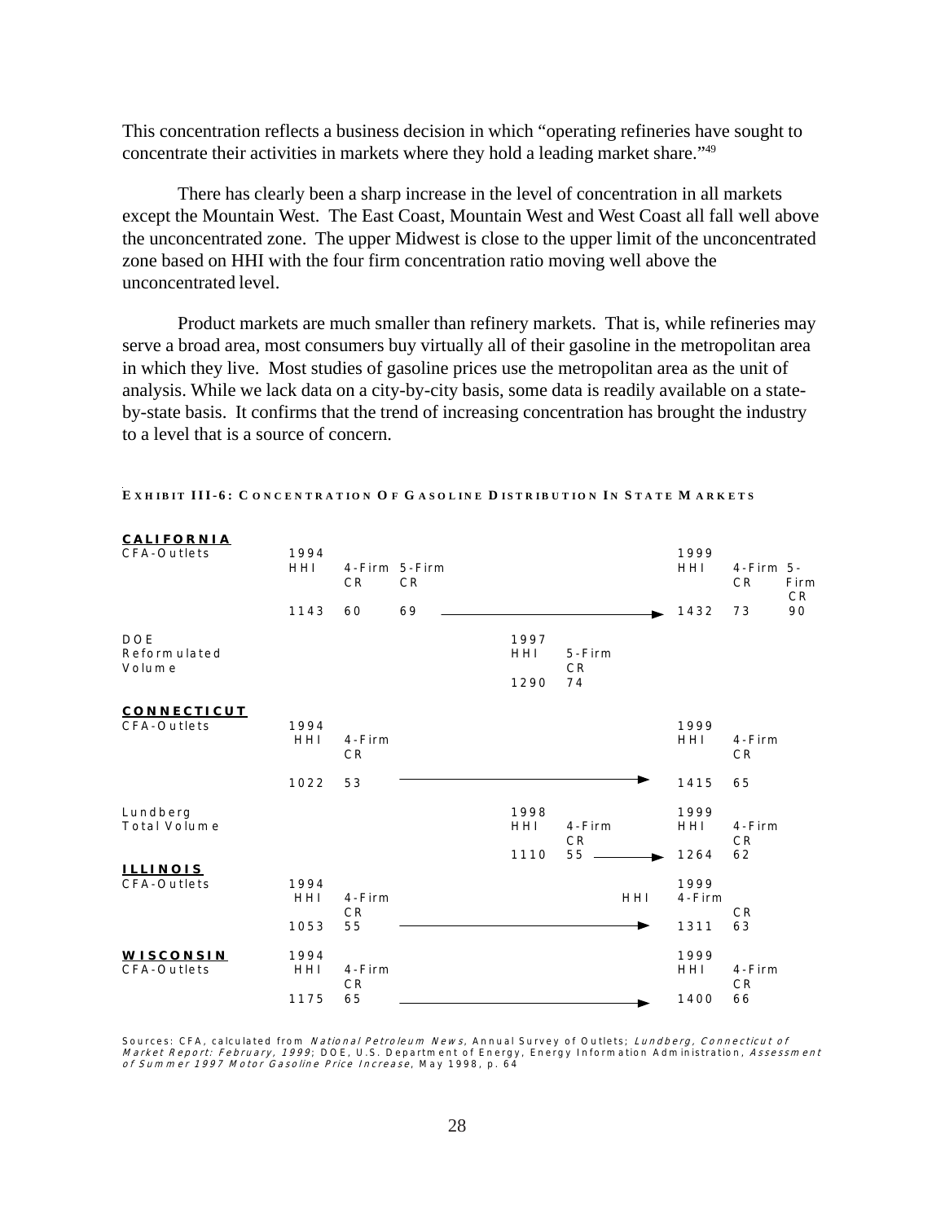This concentration reflects a business decision in which "operating refineries have sought to concentrate their activities in markets where they hold a leading market share."[49]

There has clearly been a sharp increase in the level of concentration in all markets except the Mountain West. The East Coast, Mountain West and West Coast all fall well above the unconcentrated zone. The upper Midwest is close to the upper limit of the unconcentrated zone based on HHI with the four firm concentration ratio moving well above the unconcentrated level.

Product markets are much smaller than refinery markets. That is, while refineries may serve a broad area, most consumers buy virtually all of their gasoline in the metropolitan area in which they live. Most studies of gasoline prices use the metropolitan area as the unit of analysis. While we lack data on a city-by-city basis, some data is readily available on a state-by-state basis. It confirms that the trend of increasing concentration has brought the industry to a level that is a source of concern.

**EXHIBIT III-6: CONCENTRATION OF GASOLINE DISTRIBUTION IN STATE MARKETS**

| State / Source | 1994 HHI | 1994 4-Firm CR | 1994 5-Firm CR | 1997/1998 HHI | 1997/1998 CR | 1999 HHI | 1999 4-Firm CR | 1999 5-Firm CR |
|---|---|---|---|---|---|---|---|---|
| **CALIFORNIA** | | | | | | | | |
| CFA-Outlets | 1143 | 60 | 69 | | | 1432 | 73 | 90 |
| DOE Reformulated Volume | | | | 1290 (1997) | 74 (5-Firm CR) | | | |
| **CONNECTICUT** | | | | | | | | |
| CFA-Outlets | 1022 | 53 | | | | 1415 | 65 | |
| Lundberg Total Volume | | | | 1110 (1998) | 55 (4-Firm CR) | 1264 | 62 | |
| **ILLINOIS** | | | | | | | | |
| CFA-Outlets | 1053 | 55 | | | | 1311 | 63 | |
| **WISCONSIN** | | | | | | | | |
| CFA-Outlets | 1175 | 65 | | | | 1400 | 66 | |

Sources: CFA, calculated from *National Petroleum News*, Annual Survey of Outlets; *Lundberg, Connecticut of Market Report: February, 1999*; DOE, U.S. Department of Energy, Energy Information Administration, *Assessment of Summer 1997 Motor Gasoline Price Increase*, May 1998, p. 64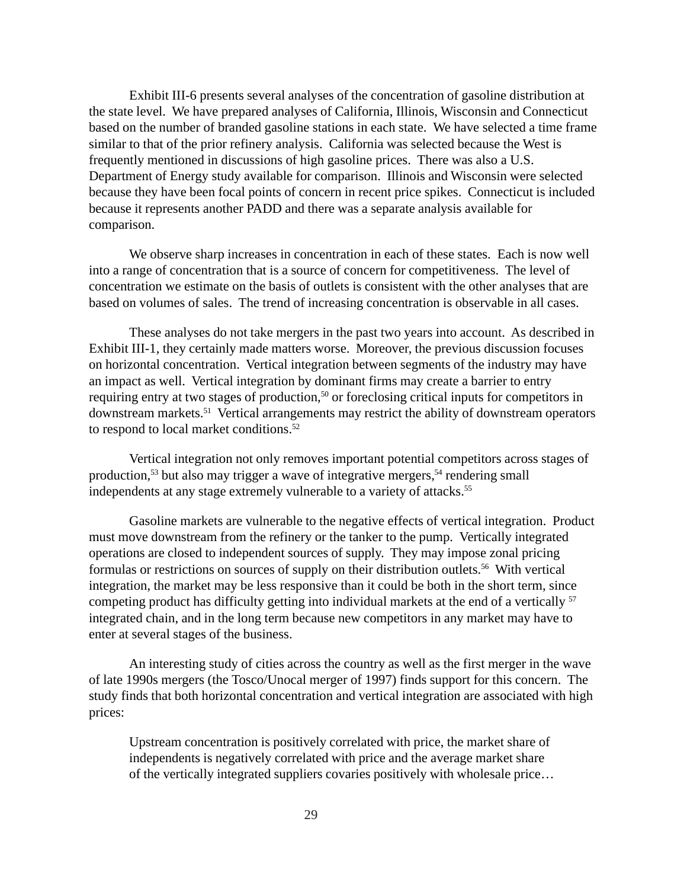Exhibit III-6 presents several analyses of the concentration of gasoline distribution at the state level. We have prepared analyses of California, Illinois, Wisconsin and Connecticut based on the number of branded gasoline stations in each state. We have selected a time frame similar to that of the prior refinery analysis. California was selected because the West is frequently mentioned in discussions of high gasoline prices. There was also a U.S. Department of Energy study available for comparison. Illinois and Wisconsin were selected because they have been focal points of concern in recent price spikes. Connecticut is included because it represents another PADD and there was a separate analysis available for comparison.

We observe sharp increases in concentration in each of these states. Each is now well into a range of concentration that is a source of concern for competitiveness. The level of concentration we estimate on the basis of outlets is consistent with the other analyses that are based on volumes of sales. The trend of increasing concentration is observable in all cases.

These analyses do not take mergers in the past two years into account. As described in Exhibit III-1, they certainly made matters worse. Moreover, the previous discussion focuses on horizontal concentration. Vertical integration between segments of the industry may have an impact as well. Vertical integration by dominant firms may create a barrier to entry requiring entry at two stages of production,[50] or foreclosing critical inputs for competitors in downstream markets.[51] Vertical arrangements may restrict the ability of downstream operators to respond to local market conditions.[52]

Vertical integration not only removes important potential competitors across stages of production,[53] but also may trigger a wave of integrative mergers,[54] rendering small independents at any stage extremely vulnerable to a variety of attacks.[55]

Gasoline markets are vulnerable to the negative effects of vertical integration. Product must move downstream from the refinery or the tanker to the pump. Vertically integrated operations are closed to independent sources of supply. They may impose zonal pricing formulas or restrictions on sources of supply on their distribution outlets.[56] With vertical integration, the market may be less responsive than it could be both in the short term, since competing product has difficulty getting into individual markets at the end of a vertically [57] integrated chain, and in the long term because new competitors in any market may have to enter at several stages of the business.

An interesting study of cities across the country as well as the first merger in the wave of late 1990s mergers (the Tosco/Unocal merger of 1997) finds support for this concern. The study finds that both horizontal concentration and vertical integration are associated with high prices:

> Upstream concentration is positively correlated with price, the market share of independents is negatively correlated with price and the average market share of the vertically integrated suppliers covaries positively with wholesale price…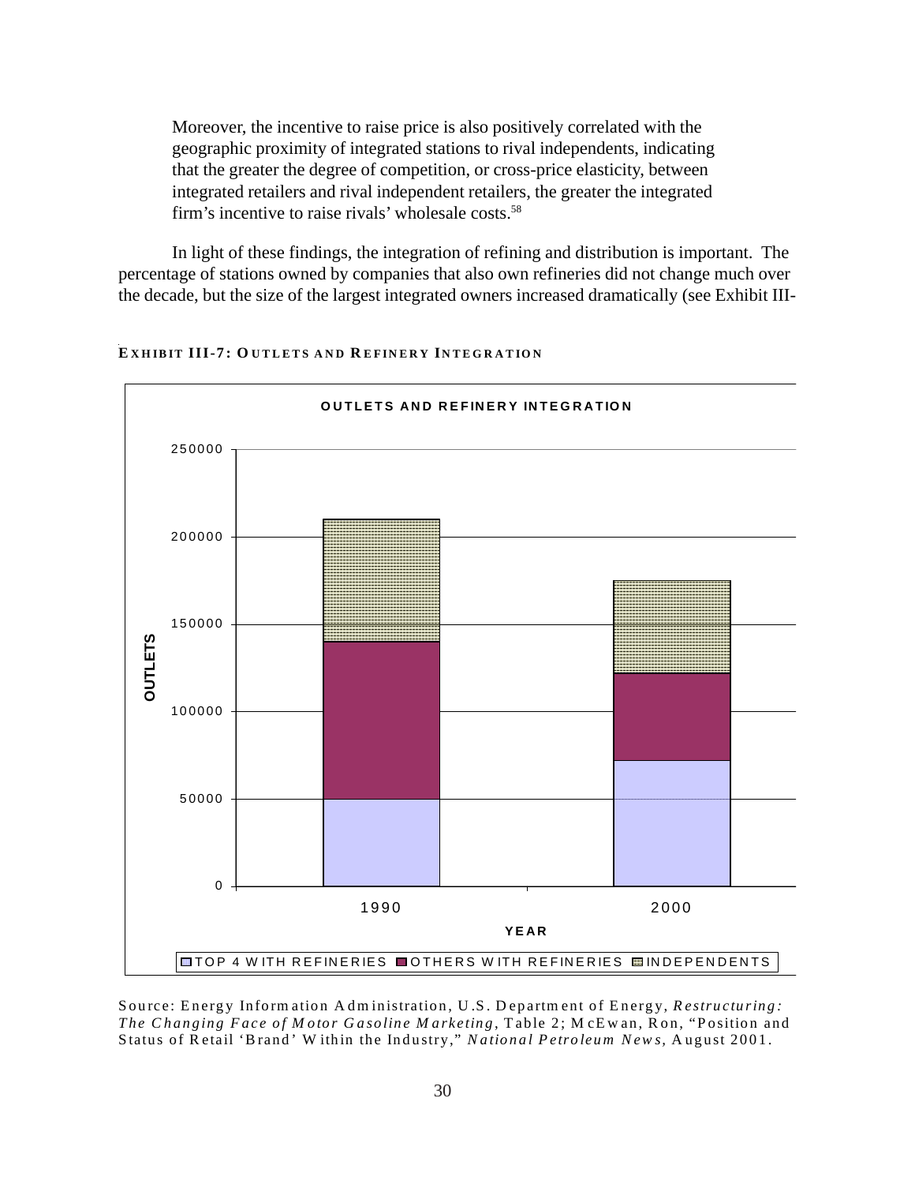Moreover, the incentive to raise price is also positively correlated with the geographic proximity of integrated stations to rival independents, indicating that the greater the degree of competition, or cross-price elasticity, between integrated retailers and rival independent retailers, the greater the integrated firm's incentive to raise rivals' wholesale costs.[58]

In light of these findings, the integration of refining and distribution is important. The percentage of stations owned by companies that also own refineries did not change much over the decade, but the size of the largest integrated owners increased dramatically (see Exhibit III-

**EXHIBIT III-7: OUTLETS AND REFINERY INTEGRATION**

**OUTLETS AND REFINERY INTEGRATION**

OUTLETS (0–250000) by YEAR (1990, 2000)

TOP 4 WITH REFINERIES / OTHERS WITH REFINERIES / INDEPENDENTS

Source: Energy Information Administration, U.S. Department of Energy, *Restructuring: The Changing Face of Motor Gasoline Marketing*, Table 2; McEwan, Ron, "Position and Status of Retail 'Brand' Within the Industry," *National Petroleum News,* August 2001.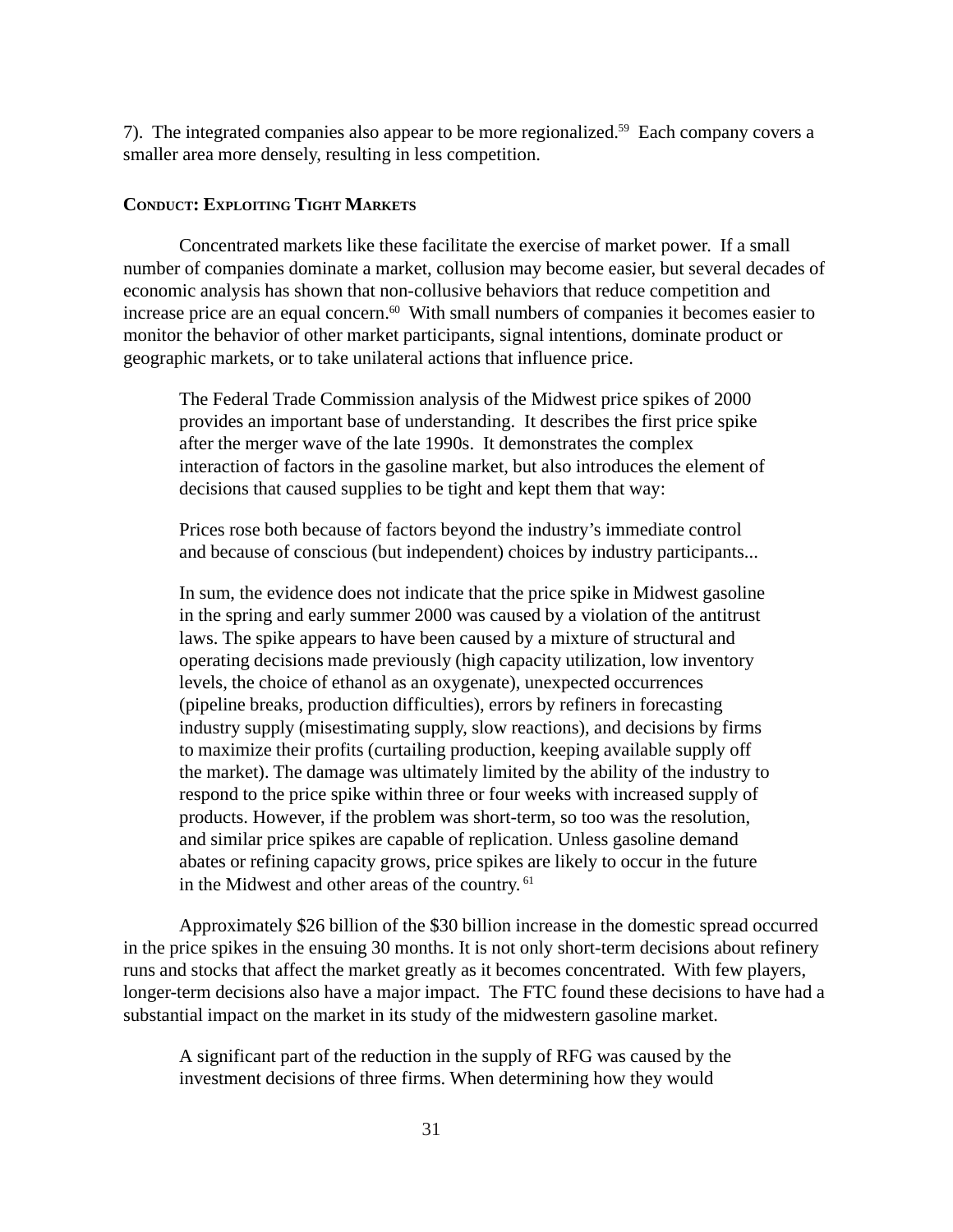7). The integrated companies also appear to be more regionalized.[59] Each company covers a smaller area more densely, resulting in less competition.

### CONDUCT: EXPLOITING TIGHT MARKETS

Concentrated markets like these facilitate the exercise of market power. If a small number of companies dominate a market, collusion may become easier, but several decades of economic analysis has shown that non-collusive behaviors that reduce competition and increase price are an equal concern.[60] With small numbers of companies it becomes easier to monitor the behavior of other market participants, signal intentions, dominate product or geographic markets, or to take unilateral actions that influence price.

> The Federal Trade Commission analysis of the Midwest price spikes of 2000 provides an important base of understanding. It describes the first price spike after the merger wave of the late 1990s. It demonstrates the complex interaction of factors in the gasoline market, but also introduces the element of decisions that caused supplies to be tight and kept them that way:
>
> Prices rose both because of factors beyond the industry's immediate control and because of conscious (but independent) choices by industry participants...
>
> In sum, the evidence does not indicate that the price spike in Midwest gasoline in the spring and early summer 2000 was caused by a violation of the antitrust laws. The spike appears to have been caused by a mixture of structural and operating decisions made previously (high capacity utilization, low inventory levels, the choice of ethanol as an oxygenate), unexpected occurrences (pipeline breaks, production difficulties), errors by refiners in forecasting industry supply (misestimating supply, slow reactions), and decisions by firms to maximize their profits (curtailing production, keeping available supply off the market). The damage was ultimately limited by the ability of the industry to respond to the price spike within three or four weeks with increased supply of products. However, if the problem was short-term, so too was the resolution, and similar price spikes are capable of replication. Unless gasoline demand abates or refining capacity grows, price spikes are likely to occur in the future in the Midwest and other areas of the country.[61]

Approximately $26 billion of the $30 billion increase in the domestic spread occurred in the price spikes in the ensuing 30 months. It is not only short-term decisions about refinery runs and stocks that affect the market greatly as it becomes concentrated. With few players, longer-term decisions also have a major impact. The FTC found these decisions to have had a substantial impact on the market in its study of the midwestern gasoline market.

> A significant part of the reduction in the supply of RFG was caused by the investment decisions of three firms. When determining how they would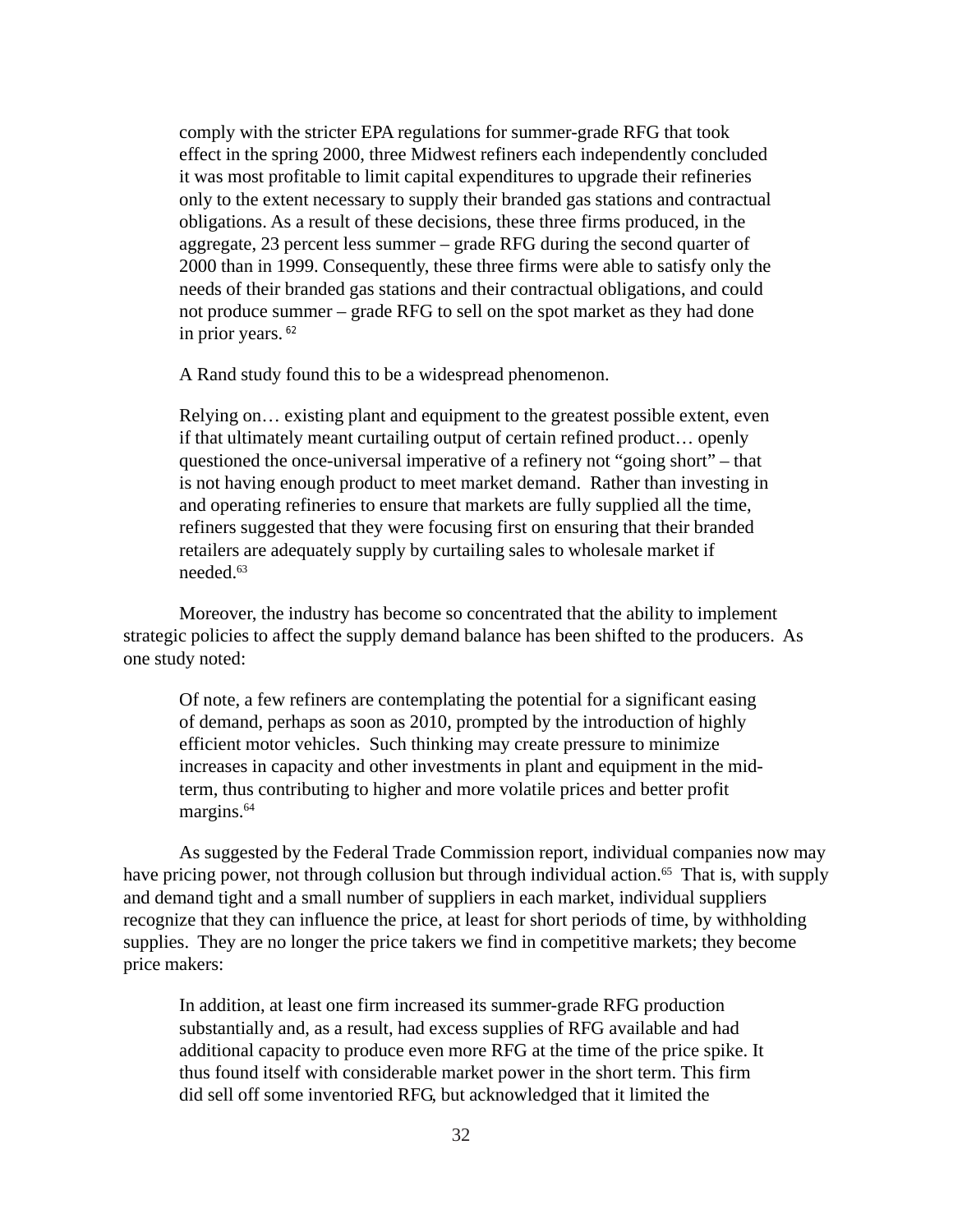comply with the stricter EPA regulations for summer-grade RFG that took effect in the spring 2000, three Midwest refiners each independently concluded it was most profitable to limit capital expenditures to upgrade their refineries only to the extent necessary to supply their branded gas stations and contractual obligations. As a result of these decisions, these three firms produced, in the aggregate, 23 percent less summer – grade RFG during the second quarter of 2000 than in 1999. Consequently, these three firms were able to satisfy only the needs of their branded gas stations and their contractual obligations, and could not produce summer – grade RFG to sell on the spot market as they had done in prior years. [62]

A Rand study found this to be a widespread phenomenon.

> Relying on… existing plant and equipment to the greatest possible extent, even if that ultimately meant curtailing output of certain refined product… openly questioned the once-universal imperative of a refinery not "going short" – that is not having enough product to meet market demand. Rather than investing in and operating refineries to ensure that markets are fully supplied all the time, refiners suggested that they were focusing first on ensuring that their branded retailers are adequately supply by curtailing sales to wholesale market if needed.[63]

Moreover, the industry has become so concentrated that the ability to implement strategic policies to affect the supply demand balance has been shifted to the producers. As one study noted:

> Of note, a few refiners are contemplating the potential for a significant easing of demand, perhaps as soon as 2010, prompted by the introduction of highly efficient motor vehicles. Such thinking may create pressure to minimize increases in capacity and other investments in plant and equipment in the mid-term, thus contributing to higher and more volatile prices and better profit margins.[64]

As suggested by the Federal Trade Commission report, individual companies now may have pricing power, not through collusion but through individual action.[65] That is, with supply and demand tight and a small number of suppliers in each market, individual suppliers recognize that they can influence the price, at least for short periods of time, by withholding supplies. They are no longer the price takers we find in competitive markets; they become price makers:

> In addition, at least one firm increased its summer-grade RFG production substantially and, as a result, had excess supplies of RFG available and had additional capacity to produce even more RFG at the time of the price spike. It thus found itself with considerable market power in the short term. This firm did sell off some inventoried RFG, but acknowledged that it limited the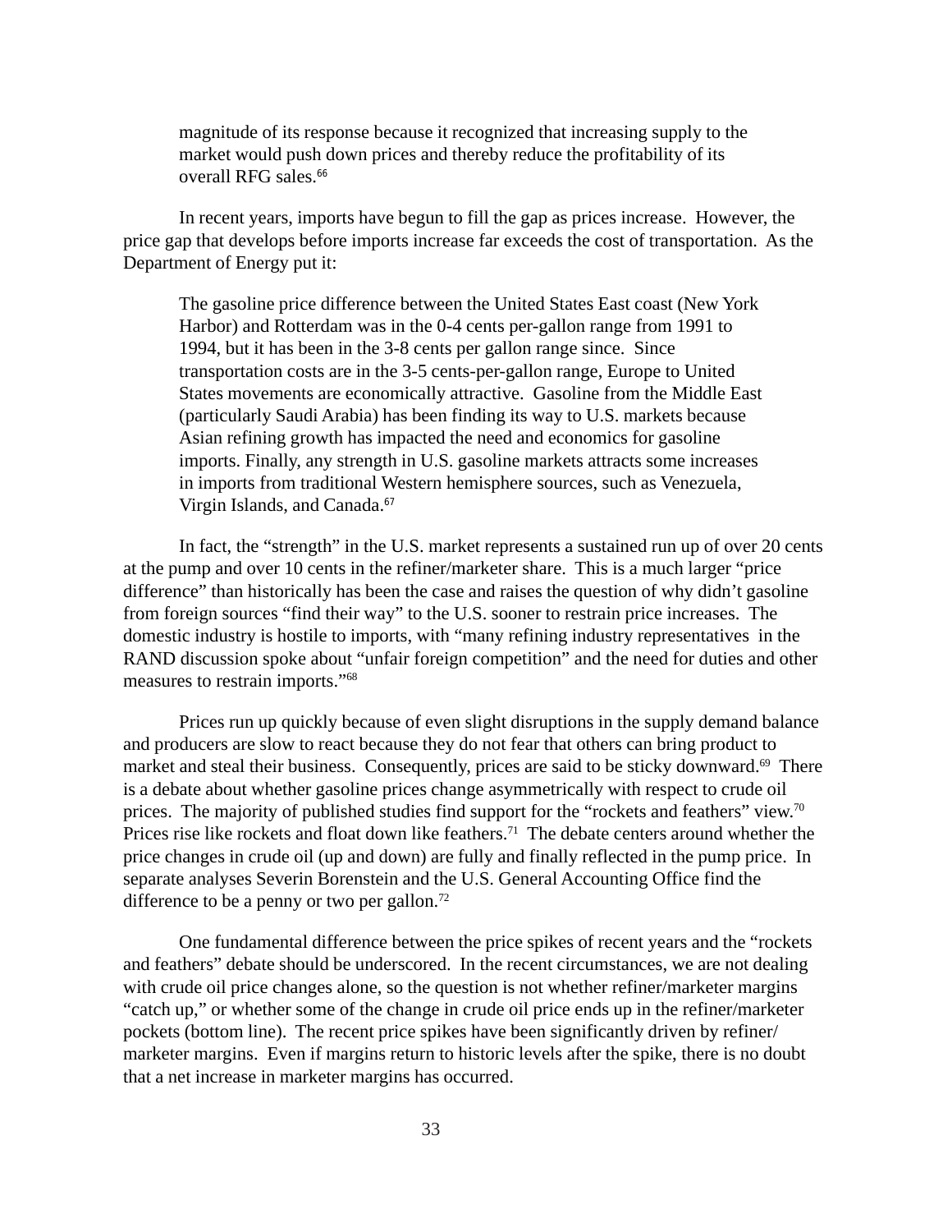> magnitude of its response because it recognized that increasing supply to the market would push down prices and thereby reduce the profitability of its overall RFG sales.[66]

In recent years, imports have begun to fill the gap as prices increase. However, the price gap that develops before imports increase far exceeds the cost of transportation. As the Department of Energy put it:

> The gasoline price difference between the United States East coast (New York Harbor) and Rotterdam was in the 0-4 cents per-gallon range from 1991 to 1994, but it has been in the 3-8 cents per gallon range since. Since transportation costs are in the 3-5 cents-per-gallon range, Europe to United States movements are economically attractive. Gasoline from the Middle East (particularly Saudi Arabia) has been finding its way to U.S. markets because Asian refining growth has impacted the need and economics for gasoline imports. Finally, any strength in U.S. gasoline markets attracts some increases in imports from traditional Western hemisphere sources, such as Venezuela, Virgin Islands, and Canada.[67]

In fact, the "strength" in the U.S. market represents a sustained run up of over 20 cents at the pump and over 10 cents in the refiner/marketer share. This is a much larger "price difference" than historically has been the case and raises the question of why didn't gasoline from foreign sources "find their way" to the U.S. sooner to restrain price increases. The domestic industry is hostile to imports, with "many refining industry representatives in the RAND discussion spoke about "unfair foreign competition" and the need for duties and other measures to restrain imports."[68]

Prices run up quickly because of even slight disruptions in the supply demand balance and producers are slow to react because they do not fear that others can bring product to market and steal their business. Consequently, prices are said to be sticky downward.[69] There is a debate about whether gasoline prices change asymmetrically with respect to crude oil prices. The majority of published studies find support for the "rockets and feathers" view.[70] Prices rise like rockets and float down like feathers.[71] The debate centers around whether the price changes in crude oil (up and down) are fully and finally reflected in the pump price. In separate analyses Severin Borenstein and the U.S. General Accounting Office find the difference to be a penny or two per gallon.[72]

One fundamental difference between the price spikes of recent years and the "rockets and feathers" debate should be underscored. In the recent circumstances, we are not dealing with crude oil price changes alone, so the question is not whether refiner/marketer margins "catch up," or whether some of the change in crude oil price ends up in the refiner/marketer pockets (bottom line). The recent price spikes have been significantly driven by refiner/marketer margins. Even if margins return to historic levels after the spike, there is no doubt that a net increase in marketer margins has occurred.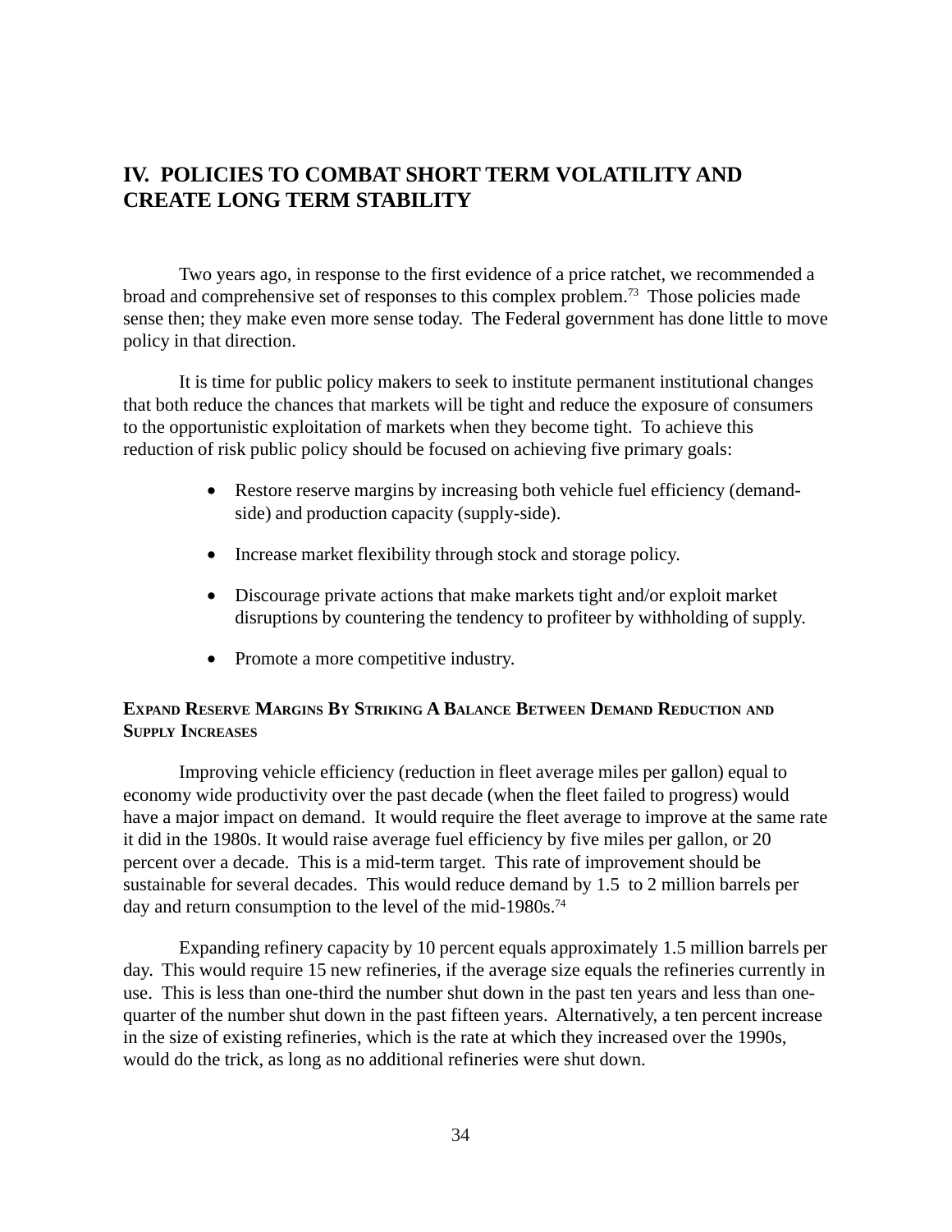## IV. POLICIES TO COMBAT SHORT TERM VOLATILITY AND CREATE LONG TERM STABILITY

Two years ago, in response to the first evidence of a price ratchet, we recommended a broad and comprehensive set of responses to this complex problem.[73] Those policies made sense then; they make even more sense today. The Federal government has done little to move policy in that direction.

It is time for public policy makers to seek to institute permanent institutional changes that both reduce the chances that markets will be tight and reduce the exposure of consumers to the opportunistic exploitation of markets when they become tight. To achieve this reduction of risk public policy should be focused on achieving five primary goals:

- Restore reserve margins by increasing both vehicle fuel efficiency (demand-side) and production capacity (supply-side).
- Increase market flexibility through stock and storage policy.
- Discourage private actions that make markets tight and/or exploit market disruptions by countering the tendency to profiteer by withholding of supply.
- Promote a more competitive industry.

### EXPAND RESERVE MARGINS BY STRIKING A BALANCE BETWEEN DEMAND REDUCTION AND SUPPLY INCREASES

Improving vehicle efficiency (reduction in fleet average miles per gallon) equal to economy wide productivity over the past decade (when the fleet failed to progress) would have a major impact on demand. It would require the fleet average to improve at the same rate it did in the 1980s. It would raise average fuel efficiency by five miles per gallon, or 20 percent over a decade. This is a mid-term target. This rate of improvement should be sustainable for several decades. This would reduce demand by 1.5 to 2 million barrels per day and return consumption to the level of the mid-1980s.[74]

Expanding refinery capacity by 10 percent equals approximately 1.5 million barrels per day. This would require 15 new refineries, if the average size equals the refineries currently in use. This is less than one-third the number shut down in the past ten years and less than one-quarter of the number shut down in the past fifteen years. Alternatively, a ten percent increase in the size of existing refineries, which is the rate at which they increased over the 1990s, would do the trick, as long as no additional refineries were shut down.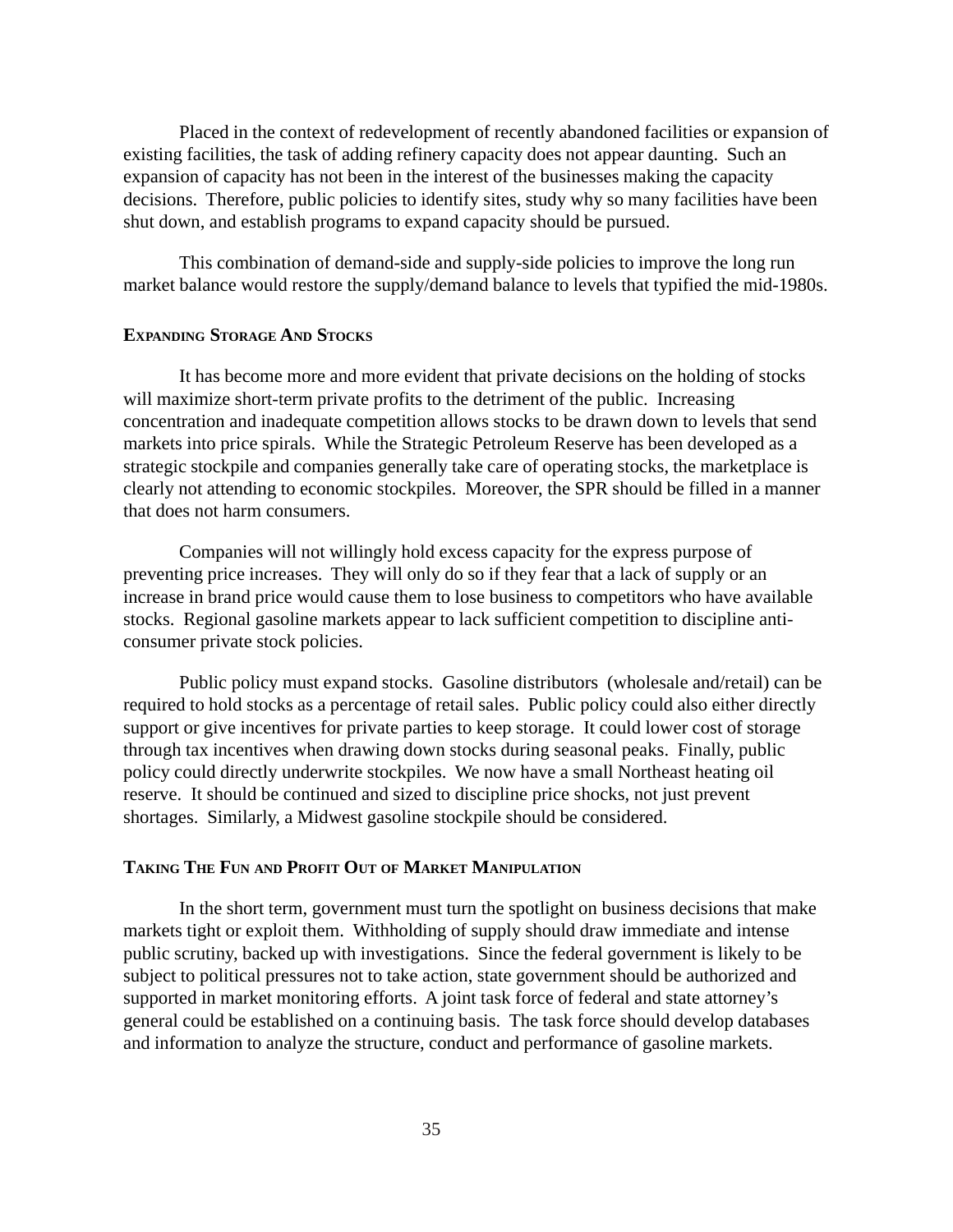Placed in the context of redevelopment of recently abandoned facilities or expansion of existing facilities, the task of adding refinery capacity does not appear daunting. Such an expansion of capacity has not been in the interest of the businesses making the capacity decisions. Therefore, public policies to identify sites, study why so many facilities have been shut down, and establish programs to expand capacity should be pursued.

This combination of demand-side and supply-side policies to improve the long run market balance would restore the supply/demand balance to levels that typified the mid-1980s.

### Expanding Storage And Stocks

It has become more and more evident that private decisions on the holding of stocks will maximize short-term private profits to the detriment of the public. Increasing concentration and inadequate competition allows stocks to be drawn down to levels that send markets into price spirals. While the Strategic Petroleum Reserve has been developed as a strategic stockpile and companies generally take care of operating stocks, the marketplace is clearly not attending to economic stockpiles. Moreover, the SPR should be filled in a manner that does not harm consumers.

Companies will not willingly hold excess capacity for the express purpose of preventing price increases. They will only do so if they fear that a lack of supply or an increase in brand price would cause them to lose business to competitors who have available stocks. Regional gasoline markets appear to lack sufficient competition to discipline anti-consumer private stock policies.

Public policy must expand stocks. Gasoline distributors (wholesale and/retail) can be required to hold stocks as a percentage of retail sales. Public policy could also either directly support or give incentives for private parties to keep storage. It could lower cost of storage through tax incentives when drawing down stocks during seasonal peaks. Finally, public policy could directly underwrite stockpiles. We now have a small Northeast heating oil reserve. It should be continued and sized to discipline price shocks, not just prevent shortages. Similarly, a Midwest gasoline stockpile should be considered.

### Taking The Fun and Profit Out of Market Manipulation

In the short term, government must turn the spotlight on business decisions that make markets tight or exploit them. Withholding of supply should draw immediate and intense public scrutiny, backed up with investigations. Since the federal government is likely to be subject to political pressures not to take action, state government should be authorized and supported in market monitoring efforts. A joint task force of federal and state attorney's general could be established on a continuing basis. The task force should develop databases and information to analyze the structure, conduct and performance of gasoline markets.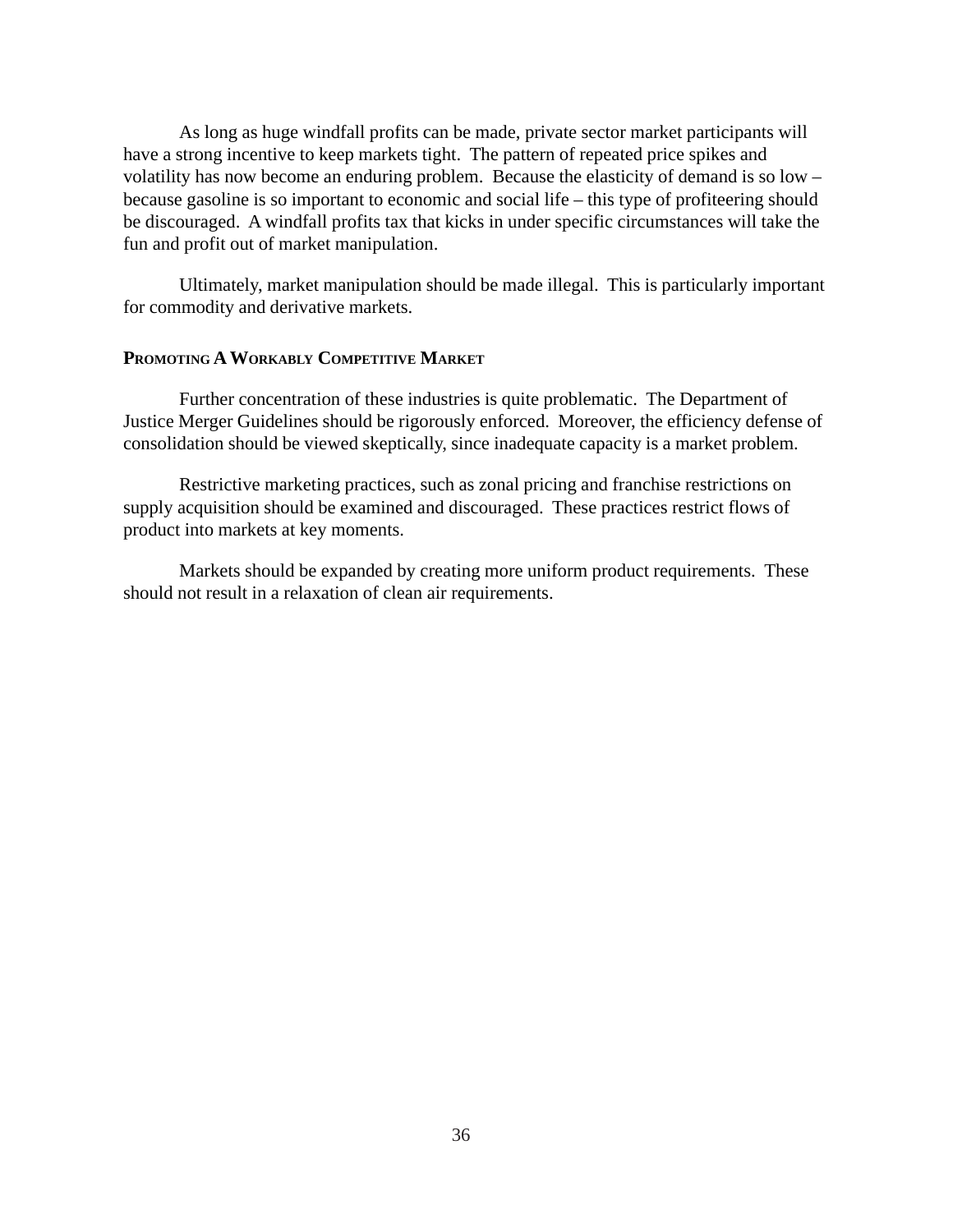As long as huge windfall profits can be made, private sector market participants will have a strong incentive to keep markets tight. The pattern of repeated price spikes and volatility has now become an enduring problem. Because the elasticity of demand is so low – because gasoline is so important to economic and social life – this type of profiteering should be discouraged. A windfall profits tax that kicks in under specific circumstances will take the fun and profit out of market manipulation.

Ultimately, market manipulation should be made illegal. This is particularly important for commodity and derivative markets.

**PROMOTING A WORKABLY COMPETITIVE MARKET**

Further concentration of these industries is quite problematic. The Department of Justice Merger Guidelines should be rigorously enforced. Moreover, the efficiency defense of consolidation should be viewed skeptically, since inadequate capacity is a market problem.

Restrictive marketing practices, such as zonal pricing and franchise restrictions on supply acquisition should be examined and discouraged. These practices restrict flows of product into markets at key moments.

Markets should be expanded by creating more uniform product requirements. These should not result in a relaxation of clean air requirements.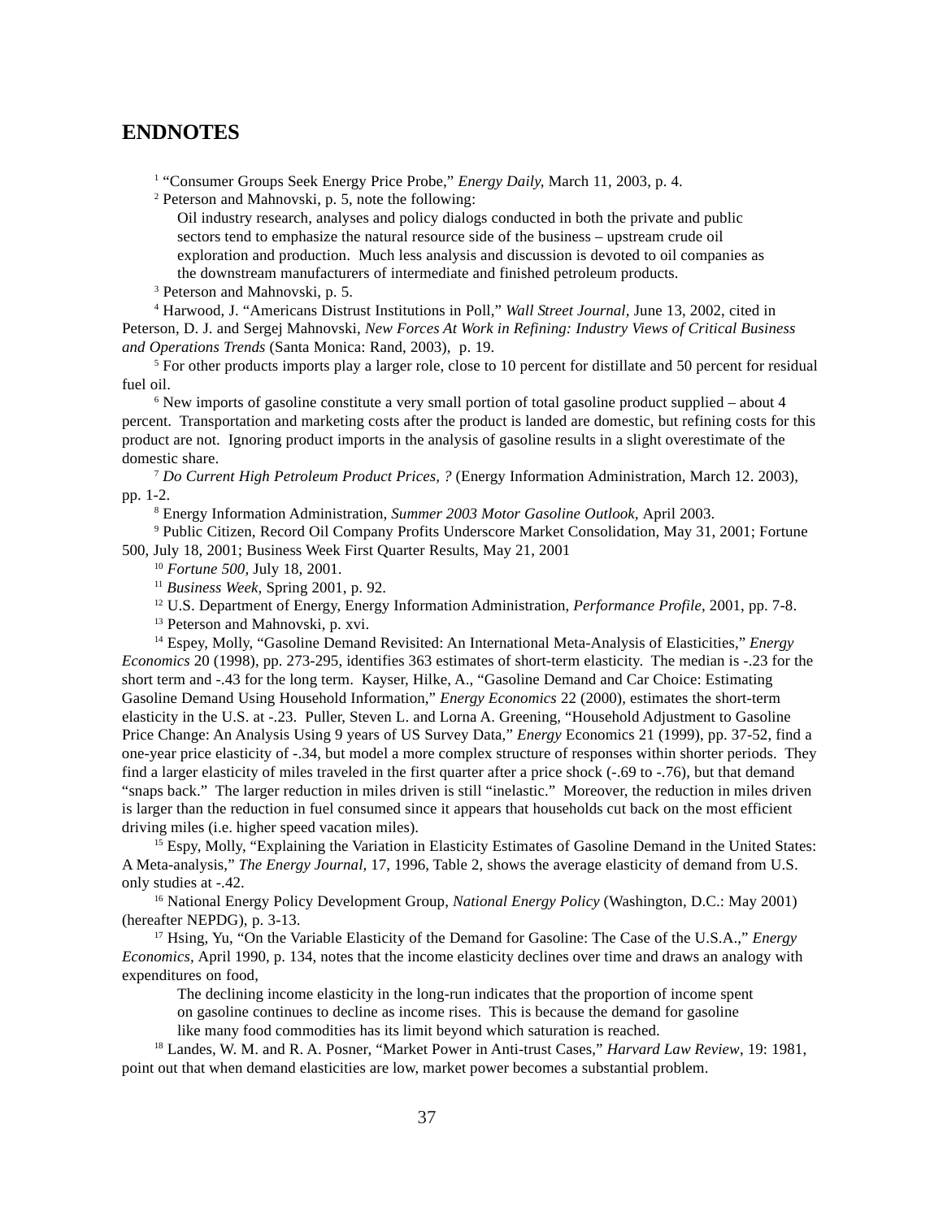## ENDNOTES

[1] "Consumer Groups Seek Energy Price Probe," *Energy Daily*, March 11, 2003, p. 4.

[2] Peterson and Mahnovski, p. 5, note the following:

> Oil industry research, analyses and policy dialogs conducted in both the private and public sectors tend to emphasize the natural resource side of the business – upstream crude oil exploration and production. Much less analysis and discussion is devoted to oil companies as the downstream manufacturers of intermediate and finished petroleum products.

[3] Peterson and Mahnovski, p. 5.

[4] Harwood, J. "Americans Distrust Institutions in Poll," *Wall Street Journal*, June 13, 2002, cited in Peterson, D. J. and Sergej Mahnovski, *New Forces At Work in Refining: Industry Views of Critical Business and Operations Trends* (Santa Monica: Rand, 2003), p. 19.

[5] For other products imports play a larger role, close to 10 percent for distillate and 50 percent for residual fuel oil.

[6] New imports of gasoline constitute a very small portion of total gasoline product supplied – about 4 percent. Transportation and marketing costs after the product is landed are domestic, but refining costs for this product are not. Ignoring product imports in the analysis of gasoline results in a slight overestimate of the domestic share.

[7] *Do Current High Petroleum Product Prices, ?* (Energy Information Administration, March 12. 2003), pp. 1-2.

[8] Energy Information Administration, *Summer 2003 Motor Gasoline Outlook*, April 2003.

[9] Public Citizen, Record Oil Company Profits Underscore Market Consolidation, May 31, 2001; Fortune 500, July 18, 2001; Business Week First Quarter Results, May 21, 2001

[10] *Fortune 500,* July 18, 2001.

[11] *Business Week,* Spring 2001, p. 92.

[12] U.S. Department of Energy, Energy Information Administration, *Performance Profile*, 2001, pp. 7-8.

[13] Peterson and Mahnovski, p. xvi.

[14] Espey, Molly, "Gasoline Demand Revisited: An International Meta-Analysis of Elasticities," *Energy Economics* 20 (1998), pp. 273-295, identifies 363 estimates of short-term elasticity. The median is -.23 for the short term and -.43 for the long term. Kayser, Hilke, A., "Gasoline Demand and Car Choice: Estimating Gasoline Demand Using Household Information," *Energy Economics* 22 (2000), estimates the short-term elasticity in the U.S. at -.23. Puller, Steven L. and Lorna A. Greening, "Household Adjustment to Gasoline Price Change: An Analysis Using 9 years of US Survey Data," *Energy* Economics 21 (1999), pp. 37-52, find a one-year price elasticity of -.34, but model a more complex structure of responses within shorter periods. They find a larger elasticity of miles traveled in the first quarter after a price shock (-.69 to -.76), but that demand "snaps back." The larger reduction in miles driven is still "inelastic." Moreover, the reduction in miles driven is larger than the reduction in fuel consumed since it appears that households cut back on the most efficient driving miles (i.e. higher speed vacation miles).

[15] Espy, Molly, "Explaining the Variation in Elasticity Estimates of Gasoline Demand in the United States: A Meta-analysis," *The Energy Journal*, 17, 1996, Table 2, shows the average elasticity of demand from U.S. only studies at -.42.

[16] National Energy Policy Development Group, *National Energy Policy* (Washington, D.C.: May 2001) (hereafter NEPDG), p. 3-13.

[17] Hsing, Yu, "On the Variable Elasticity of the Demand for Gasoline: The Case of the U.S.A.," *Energy Economics*, April 1990, p. 134, notes that the income elasticity declines over time and draws an analogy with expenditures on food,

> The declining income elasticity in the long-run indicates that the proportion of income spent on gasoline continues to decline as income rises. This is because the demand for gasoline like many food commodities has its limit beyond which saturation is reached.

[18] Landes, W. M. and R. A. Posner, "Market Power in Anti-trust Cases," *Harvard Law Review*, 19: 1981, point out that when demand elasticities are low, market power becomes a substantial problem.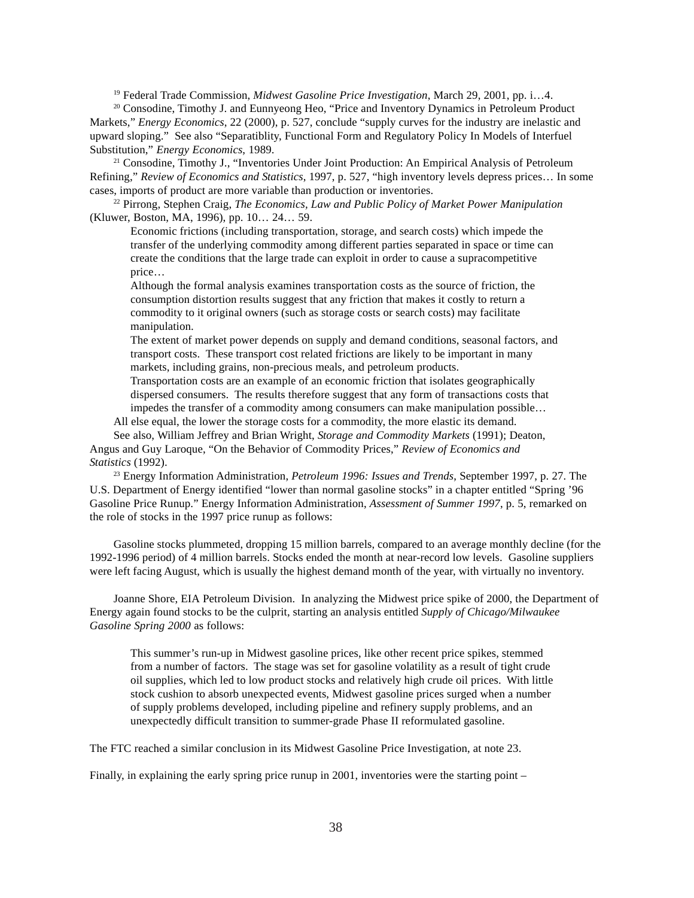[19] Federal Trade Commission, *Midwest Gasoline Price Investigation*, March 29, 2001, pp. i…4.

[20] Consodine, Timothy J. and Eunnyeong Heo, "Price and Inventory Dynamics in Petroleum Product Markets," *Energy Economics*, 22 (2000), p. 527, conclude "supply curves for the industry are inelastic and upward sloping." See also "Separatiblity, Functional Form and Regulatory Policy In Models of Interfuel Substitution," *Energy Economics*, 1989.

[21] Consodine, Timothy J., "Inventories Under Joint Production: An Empirical Analysis of Petroleum Refining," *Review of Economics and Statistics*, 1997, p. 527, "high inventory levels depress prices… In some cases, imports of product are more variable than production or inventories.

[22] Pirrong, Stephen Craig, *The Economics, Law and Public Policy of Market Power Manipulation* (Kluwer, Boston, MA, 1996), pp. 10… 24… 59.

> Economic frictions (including transportation, storage, and search costs) which impede the transfer of the underlying commodity among different parties separated in space or time can create the conditions that the large trade can exploit in order to cause a supracompetitive price…
>
> Although the formal analysis examines transportation costs as the source of friction, the consumption distortion results suggest that any friction that makes it costly to return a commodity to it original owners (such as storage costs or search costs) may facilitate manipulation.
>
> The extent of market power depends on supply and demand conditions, seasonal factors, and transport costs. These transport cost related frictions are likely to be important in many markets, including grains, non-precious meals, and petroleum products.
>
> Transportation costs are an example of an economic friction that isolates geographically dispersed consumers. The results therefore suggest that any form of transactions costs that impedes the transfer of a commodity among consumers can make manipulation possible…

All else equal, the lower the storage costs for a commodity, the more elastic its demand.

See also, William Jeffrey and Brian Wright, *Storage and Commodity Markets* (1991); Deaton, Angus and Guy Laroque, "On the Behavior of Commodity Prices," *Review of Economics and Statistics* (1992).

[23] Energy Information Administration, *Petroleum 1996: Issues and Trends*, September 1997, p. 27. The U.S. Department of Energy identified "lower than normal gasoline stocks" in a chapter entitled "Spring '96 Gasoline Price Runup." Energy Information Administration, *Assessment of Summer 1997*, p. 5, remarked on the role of stocks in the 1997 price runup as follows:

Gasoline stocks plummeted, dropping 15 million barrels, compared to an average monthly decline (for the 1992-1996 period) of 4 million barrels. Stocks ended the month at near-record low levels. Gasoline suppliers were left facing August, which is usually the highest demand month of the year, with virtually no inventory.

Joanne Shore, EIA Petroleum Division. In analyzing the Midwest price spike of 2000, the Department of Energy again found stocks to be the culprit, starting an analysis entitled *Supply of Chicago/Milwaukee Gasoline Spring 2000* as follows:

> This summer's run-up in Midwest gasoline prices, like other recent price spikes, stemmed from a number of factors. The stage was set for gasoline volatility as a result of tight crude oil supplies, which led to low product stocks and relatively high crude oil prices. With little stock cushion to absorb unexpected events, Midwest gasoline prices surged when a number of supply problems developed, including pipeline and refinery supply problems, and an unexpectedly difficult transition to summer-grade Phase II reformulated gasoline.

The FTC reached a similar conclusion in its Midwest Gasoline Price Investigation, at note 23.

Finally, in explaining the early spring price runup in 2001, inventories were the starting point –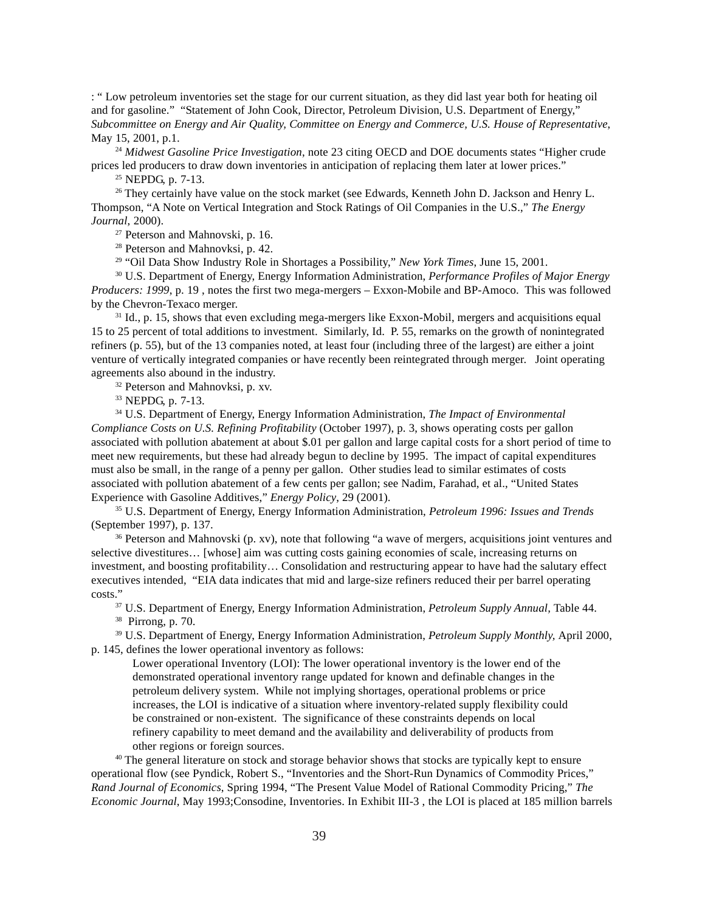: " Low petroleum inventories set the stage for our current situation, as they did last year both for heating oil and for gasoline." "Statement of John Cook, Director, Petroleum Division, U.S. Department of Energy," *Subcommittee on Energy and Air Quality, Committee on Energy and Commerce, U.S. House of Representative*, May 15, 2001, p.1.

[24] *Midwest Gasoline Price Investigation*, note 23 citing OECD and DOE documents states "Higher crude prices led producers to draw down inventories in anticipation of replacing them later at lower prices."

[25] NEPDG, p. 7-13.

[26] They certainly have value on the stock market (see Edwards, Kenneth John D. Jackson and Henry L. Thompson, "A Note on Vertical Integration and Stock Ratings of Oil Companies in the U.S.," *The Energy Journal*, 2000).

[27] Peterson and Mahnovski, p. 16.

[28] Peterson and Mahnovksi, p. 42.

[29] "Oil Data Show Industry Role in Shortages a Possibility," *New York Times*, June 15, 2001.

[30] U.S. Department of Energy, Energy Information Administration, *Performance Profiles of Major Energy Producers: 1999*, p. 19 , notes the first two mega-mergers – Exxon-Mobile and BP-Amoco. This was followed by the Chevron-Texaco merger.

[31] Id., p. 15, shows that even excluding mega-mergers like Exxon-Mobil, mergers and acquisitions equal 15 to 25 percent of total additions to investment. Similarly, Id. P. 55, remarks on the growth of nonintegrated refiners (p. 55), but of the 13 companies noted, at least four (including three of the largest) are either a joint venture of vertically integrated companies or have recently been reintegrated through merger. Joint operating agreements also abound in the industry.

[32] Peterson and Mahnovksi, p. xv.

[33] NEPDG, p. 7-13.

[34] U.S. Department of Energy, Energy Information Administration, *The Impact of Environmental Compliance Costs on U.S. Refining Profitability* (October 1997), p. 3, shows operating costs per gallon associated with pollution abatement at about $.01 per gallon and large capital costs for a short period of time to meet new requirements, but these had already begun to decline by 1995. The impact of capital expenditures must also be small, in the range of a penny per gallon. Other studies lead to similar estimates of costs associated with pollution abatement of a few cents per gallon; see Nadim, Farahad, et al., "United States Experience with Gasoline Additives," *Energy Policy*, 29 (2001).

[35] U.S. Department of Energy, Energy Information Administration, *Petroleum 1996: Issues and Trends* (September 1997), p. 137.

[36] Peterson and Mahnovski (p. xv), note that following "a wave of mergers, acquisitions joint ventures and selective divestitures… [whose] aim was cutting costs gaining economies of scale, increasing returns on investment, and boosting profitability… Consolidation and restructuring appear to have had the salutary effect executives intended, "EIA data indicates that mid and large-size refiners reduced their per barrel operating costs."

[37] U.S. Department of Energy, Energy Information Administration, *Petroleum Supply Annual*, Table 44.

[38] Pirrong, p. 70.

[39] U.S. Department of Energy, Energy Information Administration, *Petroleum Supply Monthly*, April 2000, p. 145, defines the lower operational inventory as follows:

> Lower operational Inventory (LOI): The lower operational inventory is the lower end of the demonstrated operational inventory range updated for known and definable changes in the petroleum delivery system. While not implying shortages, operational problems or price increases, the LOI is indicative of a situation where inventory-related supply flexibility could be constrained or non-existent. The significance of these constraints depends on local refinery capability to meet demand and the availability and deliverability of products from other regions or foreign sources.

[40] The general literature on stock and storage behavior shows that stocks are typically kept to ensure operational flow (see Pyndick, Robert S., "Inventories and the Short-Run Dynamics of Commodity Prices," *Rand Journal of Economics*, Spring 1994, "The Present Value Model of Rational Commodity Pricing," *The Economic Journal*, May 1993;Consodine, Inventories. In Exhibit III-3 , the LOI is placed at 185 million barrels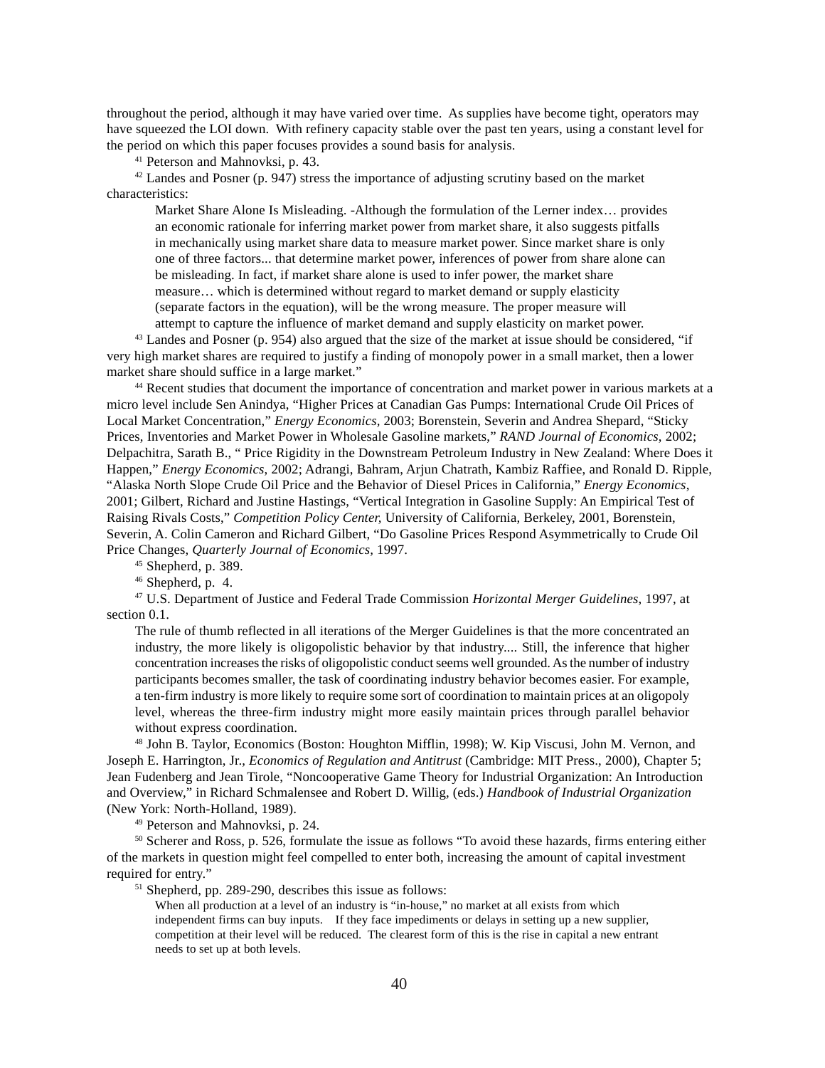throughout the period, although it may have varied over time. As supplies have become tight, operators may have squeezed the LOI down. With refinery capacity stable over the past ten years, using a constant level for the period on which this paper focuses provides a sound basis for analysis.

[41] Peterson and Mahnovksi, p. 43.

[42] Landes and Posner (p. 947) stress the importance of adjusting scrutiny based on the market characteristics:

> Market Share Alone Is Misleading. -Although the formulation of the Lerner index… provides an economic rationale for inferring market power from market share, it also suggests pitfalls in mechanically using market share data to measure market power. Since market share is only one of three factors... that determine market power, inferences of power from share alone can be misleading. In fact, if market share alone is used to infer power, the market share measure… which is determined without regard to market demand or supply elasticity (separate factors in the equation), will be the wrong measure. The proper measure will attempt to capture the influence of market demand and supply elasticity on market power.

[43] Landes and Posner (p. 954) also argued that the size of the market at issue should be considered, "if very high market shares are required to justify a finding of monopoly power in a small market, then a lower market share should suffice in a large market."

[44] Recent studies that document the importance of concentration and market power in various markets at a micro level include Sen Anindya, "Higher Prices at Canadian Gas Pumps: International Crude Oil Prices of Local Market Concentration," *Energy Economics*, 2003; Borenstein, Severin and Andrea Shepard, "Sticky Prices, Inventories and Market Power in Wholesale Gasoline markets," *RAND Journal of Economics*, 2002; Delpachitra, Sarath B., " Price Rigidity in the Downstream Petroleum Industry in New Zealand: Where Does it Happen," *Energy Economics*, 2002; Adrangi, Bahram, Arjun Chatrath, Kambiz Raffiee, and Ronald D. Ripple, "Alaska North Slope Crude Oil Price and the Behavior of Diesel Prices in California," *Energy Economics*, 2001; Gilbert, Richard and Justine Hastings, "Vertical Integration in Gasoline Supply: An Empirical Test of Raising Rivals Costs," *Competition Policy Center*, University of California, Berkeley, 2001, Borenstein, Severin, A. Colin Cameron and Richard Gilbert, "Do Gasoline Prices Respond Asymmetrically to Crude Oil Price Changes, *Quarterly Journal of Economics*, 1997.

[45] Shepherd, p. 389.

[46] Shepherd, p. 4.

[47] U.S. Department of Justice and Federal Trade Commission *Horizontal Merger Guidelines*, 1997, at section 0.1.

> The rule of thumb reflected in all iterations of the Merger Guidelines is that the more concentrated an industry, the more likely is oligopolistic behavior by that industry.... Still, the inference that higher concentration increases the risks of oligopolistic conduct seems well grounded. As the number of industry participants becomes smaller, the task of coordinating industry behavior becomes easier. For example, a ten-firm industry is more likely to require some sort of coordination to maintain prices at an oligopoly level, whereas the three-firm industry might more easily maintain prices through parallel behavior without express coordination.

[48] John B. Taylor, Economics (Boston: Houghton Mifflin, 1998); W. Kip Viscusi, John M. Vernon, and Joseph E. Harrington, Jr., *Economics of Regulation and Antitrust* (Cambridge: MIT Press., 2000), Chapter 5; Jean Fudenberg and Jean Tirole, "Noncooperative Game Theory for Industrial Organization: An Introduction and Overview," in Richard Schmalensee and Robert D. Willig, (eds.) *Handbook of Industrial Organization* (New York: North-Holland, 1989).

[49] Peterson and Mahnovksi, p. 24.

[50] Scherer and Ross, p. 526, formulate the issue as follows "To avoid these hazards, firms entering either of the markets in question might feel compelled to enter both, increasing the amount of capital investment required for entry."

[51] Shepherd, pp. 289-290, describes this issue as follows:

> When all production at a level of an industry is "in-house," no market at all exists from which independent firms can buy inputs. If they face impediments or delays in setting up a new supplier, competition at their level will be reduced. The clearest form of this is the rise in capital a new entrant needs to set up at both levels.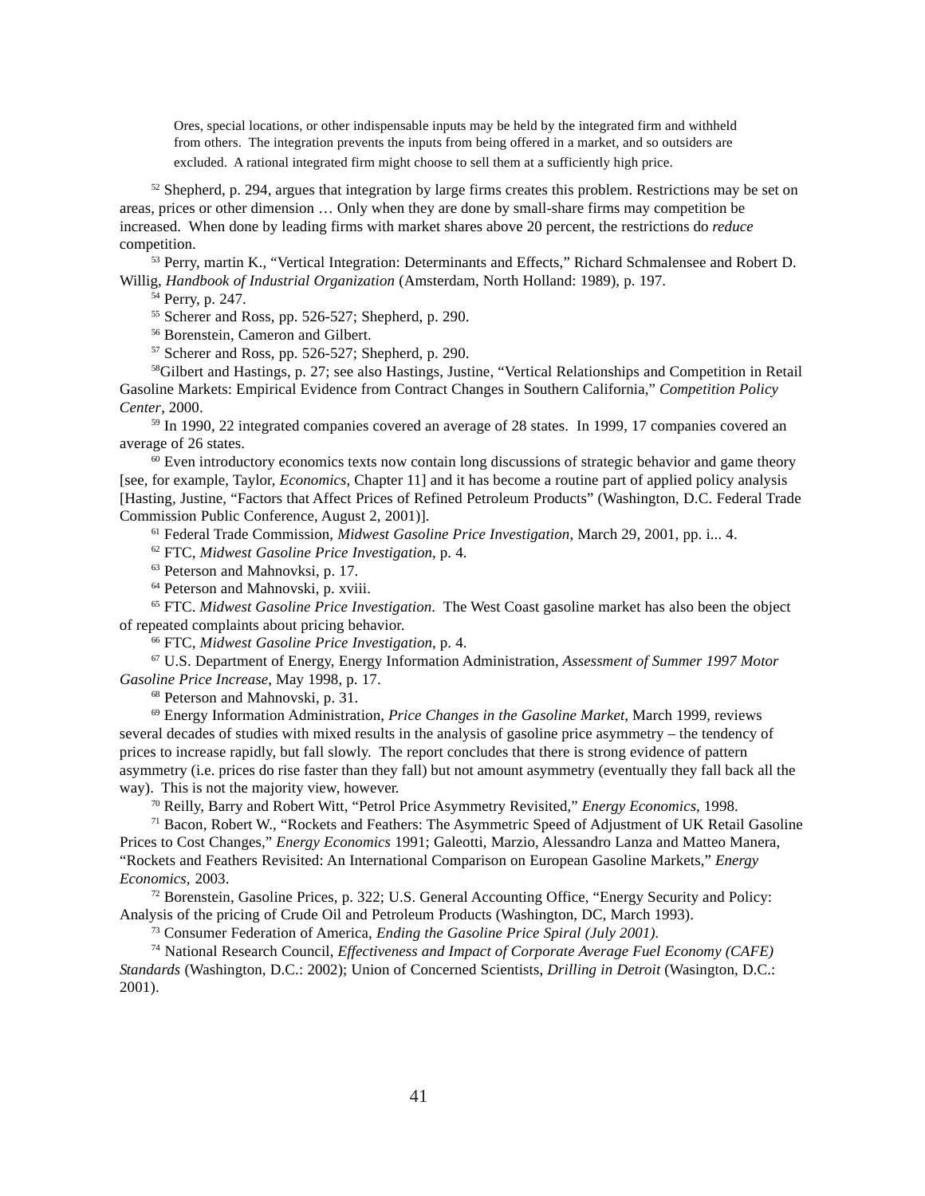> Ores, special locations, or other indispensable inputs may be held by the integrated firm and withheld from others. The integration prevents the inputs from being offered in a market, and so outsiders are excluded. A rational integrated firm might choose to sell them at a sufficiently high price.

[52] Shepherd, p. 294, argues that integration by large firms creates this problem. Restrictions may be set on areas, prices or other dimension … Only when they are done by small-share firms may competition be increased. When done by leading firms with market shares above 20 percent, the restrictions do *reduce* competition.

[53] Perry, martin K., "Vertical Integration: Determinants and Effects," Richard Schmalensee and Robert D. Willig, *Handbook of Industrial Organization* (Amsterdam, North Holland: 1989), p. 197.

[54] Perry, p. 247.

[55] Scherer and Ross, pp. 526-527; Shepherd, p. 290.

[56] Borenstein, Cameron and Gilbert.

[57] Scherer and Ross, pp. 526-527; Shepherd, p. 290.

[58] Gilbert and Hastings, p. 27; see also Hastings, Justine, "Vertical Relationships and Competition in Retail Gasoline Markets: Empirical Evidence from Contract Changes in Southern California," *Competition Policy Center*, 2000.

[59] In 1990, 22 integrated companies covered an average of 28 states. In 1999, 17 companies covered an average of 26 states.

[60] Even introductory economics texts now contain long discussions of strategic behavior and game theory [see, for example, Taylor, *Economics*, Chapter 11] and it has become a routine part of applied policy analysis [Hasting, Justine, "Factors that Affect Prices of Refined Petroleum Products" (Washington, D.C. Federal Trade Commission Public Conference, August 2, 2001)].

[61] Federal Trade Commission, *Midwest Gasoline Price Investigation*, March 29, 2001, pp. i... 4.

[62] FTC, *Midwest Gasoline Price Investigation*, p. 4.

[63] Peterson and Mahnovksi, p. 17.

[64] Peterson and Mahnovski, p. xviii.

[65] FTC. *Midwest Gasoline Price Investigation*. The West Coast gasoline market has also been the object of repeated complaints about pricing behavior.

[66] FTC, *Midwest Gasoline Price Investigation*, p. 4.

[67] U.S. Department of Energy, Energy Information Administration, *Assessment of Summer 1997 Motor Gasoline Price Increase*, May 1998, p. 17.

[68] Peterson and Mahnovski, p. 31.

[69] Energy Information Administration, *Price Changes in the Gasoline Market,* March 1999, reviews several decades of studies with mixed results in the analysis of gasoline price asymmetry – the tendency of prices to increase rapidly, but fall slowly. The report concludes that there is strong evidence of pattern asymmetry (i.e. prices do rise faster than they fall) but not amount asymmetry (eventually they fall back all the way). This is not the majority view, however.

[70] Reilly, Barry and Robert Witt, "Petrol Price Asymmetry Revisited," *Energy Economics*, 1998.

[71] Bacon, Robert W., "Rockets and Feathers: The Asymmetric Speed of Adjustment of UK Retail Gasoline Prices to Cost Changes," *Energy Economics* 1991; Galeotti, Marzio, Alessandro Lanza and Matteo Manera, "Rockets and Feathers Revisited: An International Comparison on European Gasoline Markets," *Energy Economics*, 2003.

[72] Borenstein, Gasoline Prices, p. 322; U.S. General Accounting Office, "Energy Security and Policy: Analysis of the pricing of Crude Oil and Petroleum Products (Washington, DC, March 1993).

[73] Consumer Federation of America, *Ending the Gasoline Price Spiral (July 2001)*.

[74] National Research Council, *Effectiveness and Impact of Corporate Average Fuel Economy (CAFE) Standards* (Washington, D.C.: 2002); Union of Concerned Scientists, *Drilling in Detroit* (Wasington, D.C.: 2001).